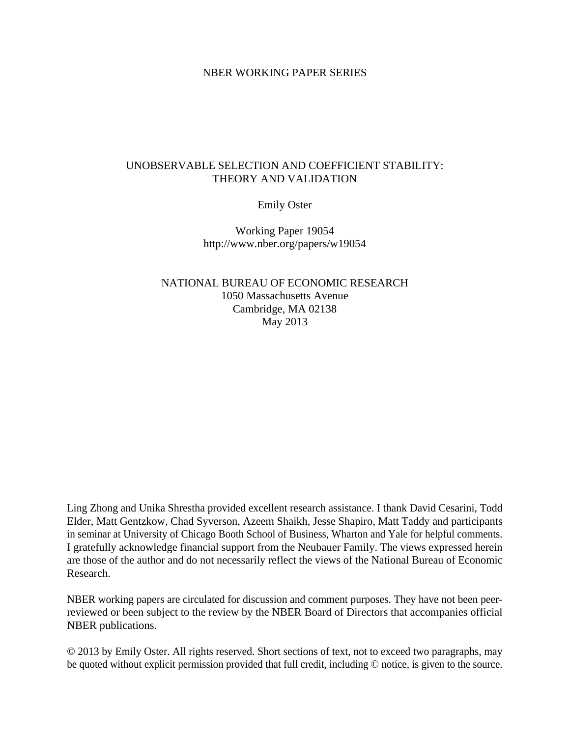NBER WORKING PAPER SERIES

# UNOBSERVABLE SELECTION AND COEFFICIENT STABILITY: THEORY AND VALIDATION

Emily Oster

Working Paper 19054
http://www.nber.org/papers/w19054

NATIONAL BUREAU OF ECONOMIC RESEARCH
1050 Massachusetts Avenue
Cambridge, MA 02138
May 2013

Ling Zhong and Unika Shrestha provided excellent research assistance. I thank David Cesarini, Todd Elder, Matt Gentzkow, Chad Syverson, Azeem Shaikh, Jesse Shapiro, Matt Taddy and participants in seminar at University of Chicago Booth School of Business, Wharton and Yale for helpful comments. I gratefully acknowledge financial support from the Neubauer Family. The views expressed herein are those of the author and do not necessarily reflect the views of the National Bureau of Economic Research.

NBER working papers are circulated for discussion and comment purposes. They have not been peer-reviewed or been subject to the review by the NBER Board of Directors that accompanies official NBER publications.

© 2013 by Emily Oster. All rights reserved. Short sections of text, not to exceed two paragraphs, may be quoted without explicit permission provided that full credit, including © notice, is given to the source.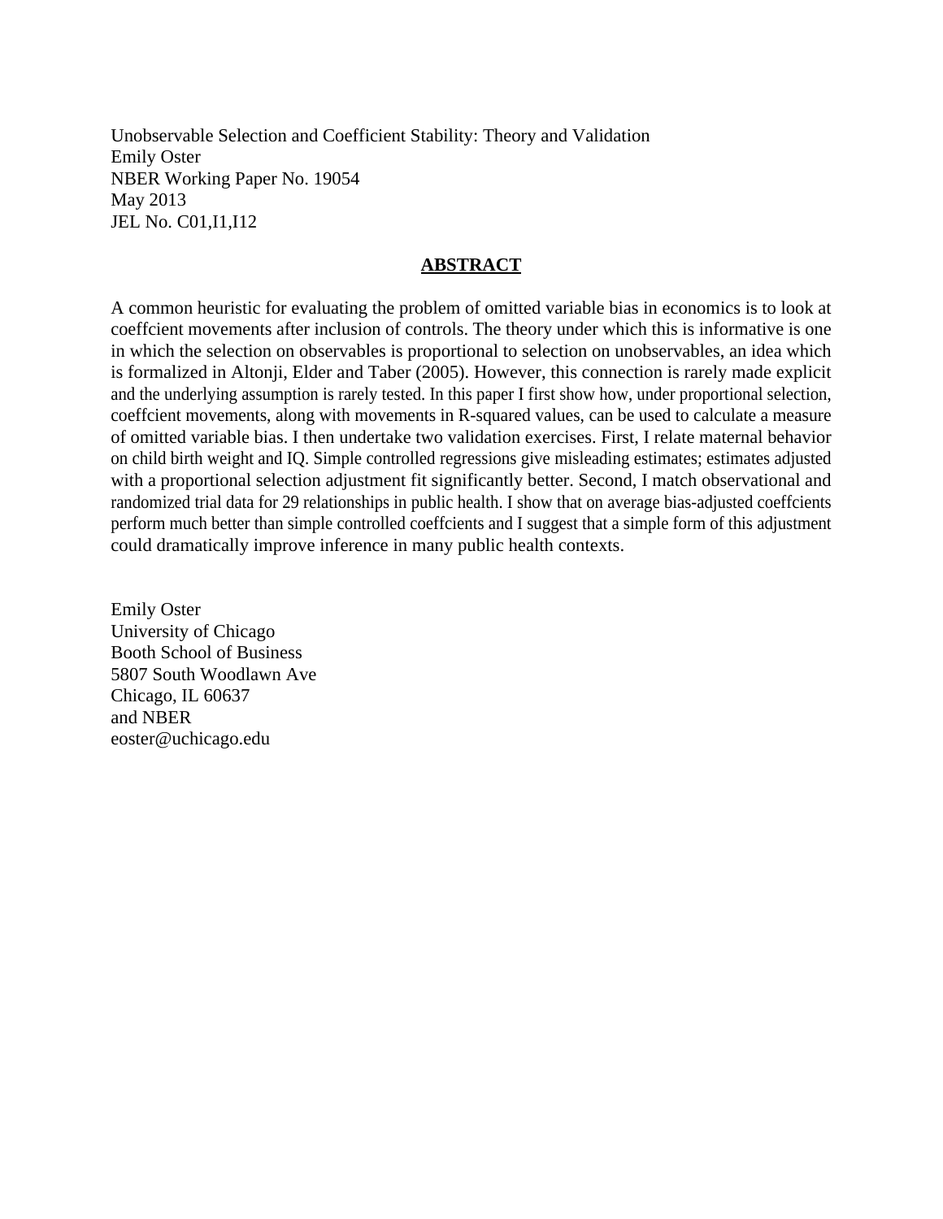Unobservable Selection and Coefficient Stability: Theory and Validation
Emily Oster
NBER Working Paper No. 19054
May 2013
JEL No. C01,I1,I12

## ABSTRACT

A common heuristic for evaluating the problem of omitted variable bias in economics is to look at coeffcient movements after inclusion of controls. The theory under which this is informative is one in which the selection on observables is proportional to selection on unobservables, an idea which is formalized in Altonji, Elder and Taber (2005). However, this connection is rarely made explicit and the underlying assumption is rarely tested. In this paper I first show how, under proportional selection, coeffcient movements, along with movements in R-squared values, can be used to calculate a measure of omitted variable bias. I then undertake two validation exercises. First, I relate maternal behavior on child birth weight and IQ. Simple controlled regressions give misleading estimates; estimates adjusted with a proportional selection adjustment fit significantly better. Second, I match observational and randomized trial data for 29 relationships in public health. I show that on average bias-adjusted coeffcients perform much better than simple controlled coeffcients and I suggest that a simple form of this adjustment could dramatically improve inference in many public health contexts.

Emily Oster
University of Chicago
Booth School of Business
5807 South Woodlawn Ave
Chicago, IL 60637
and NBER
eoster@uchicago.edu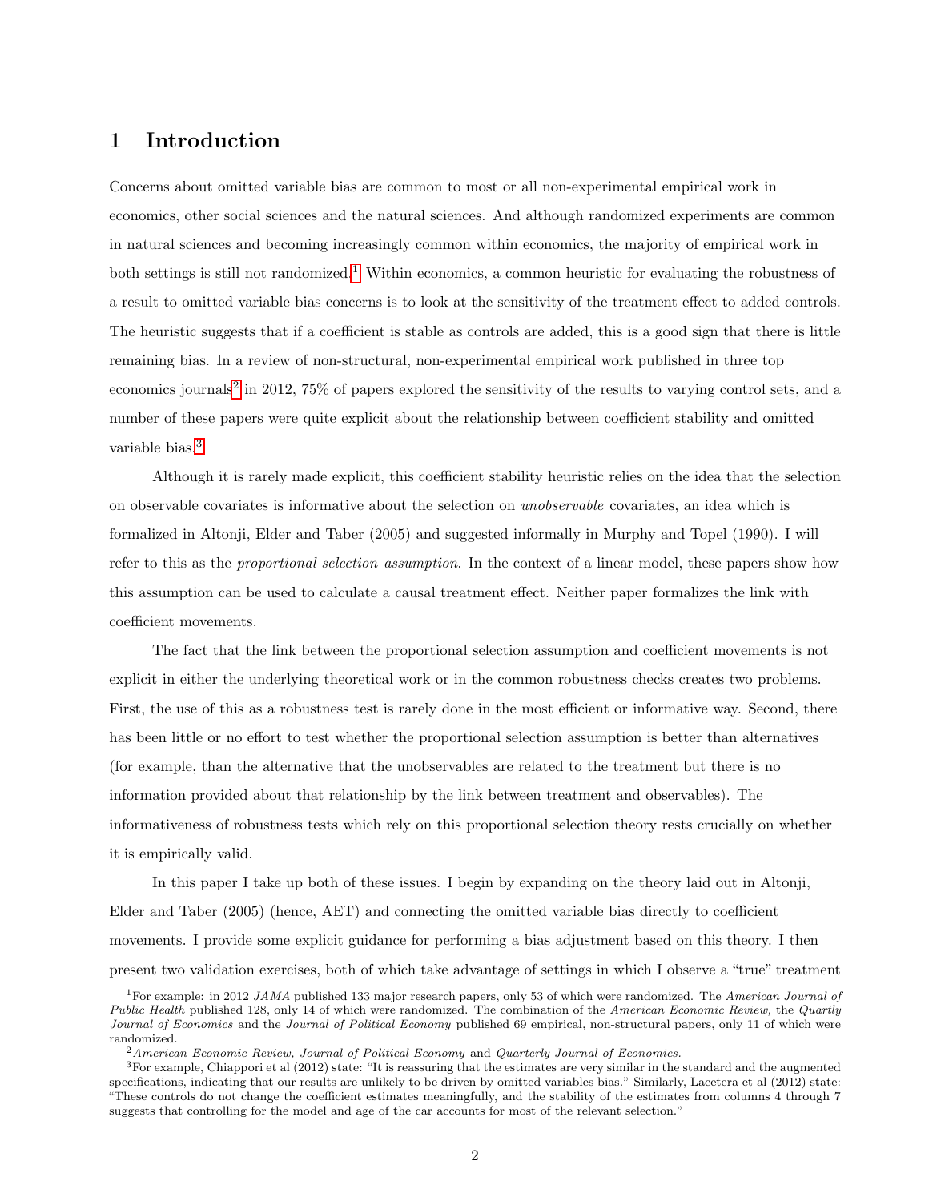# 1 Introduction

Concerns about omitted variable bias are common to most or all non-experimental empirical work in economics, other social sciences and the natural sciences. And although randomized experiments are common in natural sciences and becoming increasingly common within economics, the majority of empirical work in both settings is still not randomized.[1] Within economics, a common heuristic for evaluating the robustness of a result to omitted variable bias concerns is to look at the sensitivity of the treatment effect to added controls. The heuristic suggests that if a coefficient is stable as controls are added, this is a good sign that there is little remaining bias. In a review of non-structural, non-experimental empirical work published in three top economics journals[2] in 2012, 75% of papers explored the sensitivity of the results to varying control sets, and a number of these papers were quite explicit about the relationship between coefficient stability and omitted variable bias.[3]

Although it is rarely made explicit, this coefficient stability heuristic relies on the idea that the selection on observable covariates is informative about the selection on *unobservable* covariates, an idea which is formalized in Altonji, Elder and Taber (2005) and suggested informally in Murphy and Topel (1990). I will refer to this as the *proportional selection assumption*. In the context of a linear model, these papers show how this assumption can be used to calculate a causal treatment effect. Neither paper formalizes the link with coefficient movements.

The fact that the link between the proportional selection assumption and coefficient movements is not explicit in either the underlying theoretical work or in the common robustness checks creates two problems. First, the use of this as a robustness test is rarely done in the most efficient or informative way. Second, there has been little or no effort to test whether the proportional selection assumption is better than alternatives (for example, than the alternative that the unobservables are related to the treatment but there is no information provided about that relationship by the link between treatment and observables). The informativeness of robustness tests which rely on this proportional selection theory rests crucially on whether it is empirically valid.

In this paper I take up both of these issues. I begin by expanding on the theory laid out in Altonji, Elder and Taber (2005) (hence, AET) and connecting the omitted variable bias directly to coefficient movements. I provide some explicit guidance for performing a bias adjustment based on this theory. I then present two validation exercises, both of which take advantage of settings in which I observe a "true" treatment

---

[1] For example: in 2012 *JAMA* published 133 major research papers, only 53 of which were randomized. The *American Journal of Public Health* published 128, only 14 of which were randomized. The combination of the *American Economic Review*, the *Quartly Journal of Economics* and the *Journal of Political Economy* published 69 empirical, non-structural papers, only 11 of which were randomized.

[2] *American Economic Review, Journal of Political Economy* and *Quarterly Journal of Economics.*

[3] For example, Chiappori et al (2012) state: "It is reassuring that the estimates are very similar in the standard and the augmented specifications, indicating that our results are unlikely to be driven by omitted variables bias." Similarly, Lacetera et al (2012) state: "These controls do not change the coefficient estimates meaningfully, and the stability of the estimates from columns 4 through 7 suggests that controlling for the model and age of the car accounts for most of the relevant selection."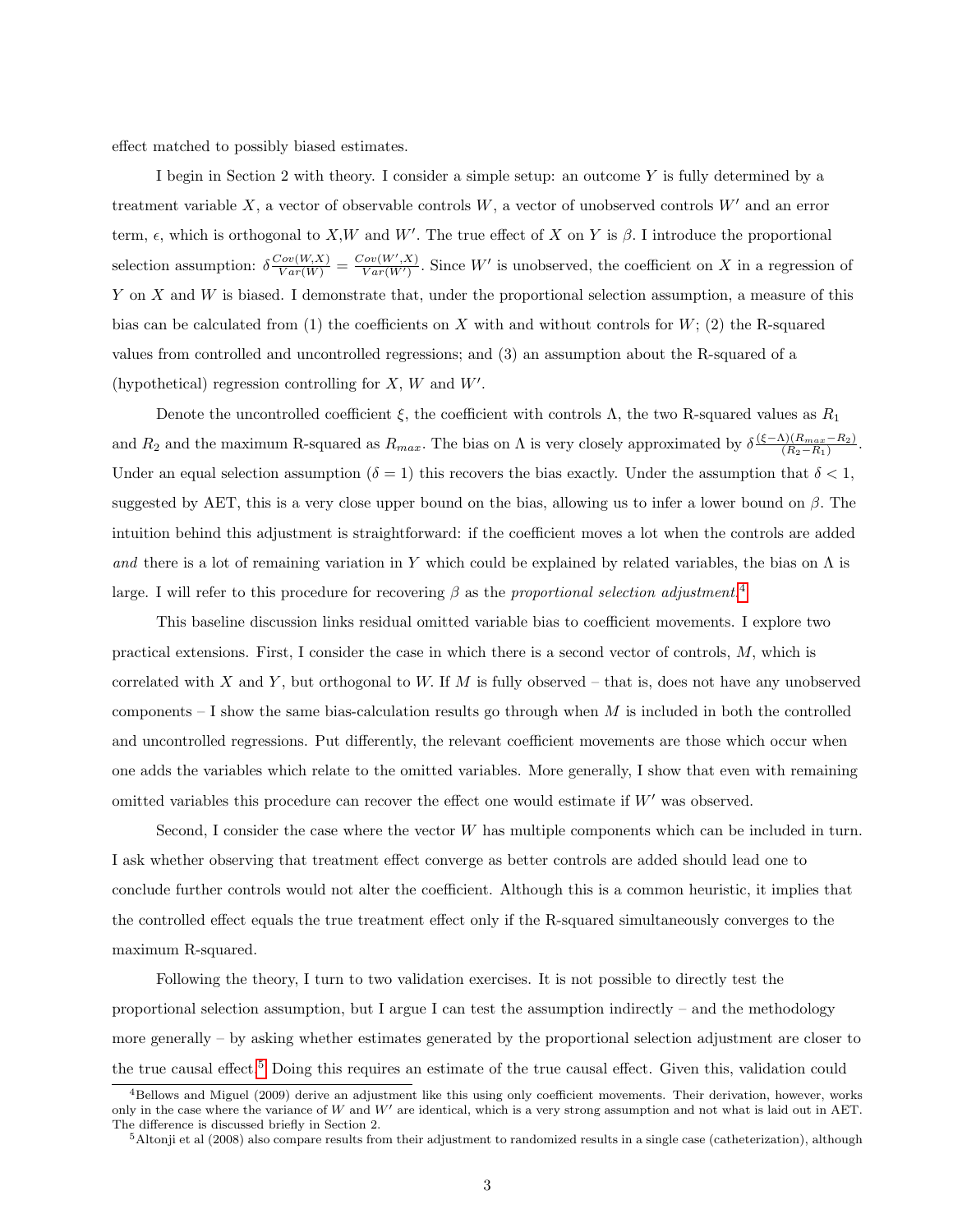effect matched to possibly biased estimates.

I begin in Section 2 with theory. I consider a simple setup: an outcome $Y$ is fully determined by a treatment variable $X$, a vector of observable controls $W$, a vector of unobserved controls $W'$ and an error term, $\epsilon$, which is orthogonal to $X$,$W$ and $W'$. The true effect of $X$ on $Y$ is $\beta$. I introduce the proportional selection assumption: $\delta\frac{Cov(W,X)}{Var(W)} = \frac{Cov(W',X)}{Var(W')}$. Since $W'$ is unobserved, the coefficient on $X$ in a regression of $Y$ on $X$ and $W$ is biased. I demonstrate that, under the proportional selection assumption, a measure of this bias can be calculated from (1) the coefficients on $X$ with and without controls for $W$; (2) the R-squared values from controlled and uncontrolled regressions; and (3) an assumption about the R-squared of a (hypothetical) regression controlling for $X$, $W$ and $W'$.

Denote the uncontrolled coefficient $\xi$, the coefficient with controls $\Lambda$, the two R-squared values as $R_1$ and $R_2$ and the maximum R-squared as $R_{max}$. The bias on $\Lambda$ is very closely approximated by $\delta\frac{(\xi-\Lambda)(R_{max}-R_2)}{(R_2-R_1)}$. Under an equal selection assumption ($\delta = 1$) this recovers the bias exactly. Under the assumption that $\delta < 1$, suggested by AET, this is a very close upper bound on the bias, allowing us to infer a lower bound on $\beta$. The intuition behind this adjustment is straightforward: if the coefficient moves a lot when the controls are added *and* there is a lot of remaining variation in $Y$ which could be explained by related variables, the bias on $\Lambda$ is large. I will refer to this procedure for recovering $\beta$ as the *proportional selection adjustment*.[4]

This baseline discussion links residual omitted variable bias to coefficient movements. I explore two practical extensions. First, I consider the case in which there is a second vector of controls, $M$, which is correlated with $X$ and $Y$, but orthogonal to $W$. If $M$ is fully observed – that is, does not have any unobserved components – I show the same bias-calculation results go through when $M$ is included in both the controlled and uncontrolled regressions. Put differently, the relevant coefficient movements are those which occur when one adds the variables which relate to the omitted variables. More generally, I show that even with remaining omitted variables this procedure can recover the effect one would estimate if $W'$ was observed.

Second, I consider the case where the vector $W$ has multiple components which can be included in turn. I ask whether observing that treatment effect converge as better controls are added should lead one to conclude further controls would not alter the coefficient. Although this is a common heuristic, it implies that the controlled effect equals the true treatment effect only if the R-squared simultaneously converges to the maximum R-squared.

Following the theory, I turn to two validation exercises. It is not possible to directly test the proportional selection assumption, but I argue I can test the assumption indirectly – and the methodology more generally – by asking whether estimates generated by the proportional selection adjustment are closer to the true causal effect.[5] Doing this requires an estimate of the true causal effect. Given this, validation could

[4] Bellows and Miguel (2009) derive an adjustment like this using only coefficient movements. Their derivation, however, works only in the case where the variance of $W$ and $W'$ are identical, which is a very strong assumption and not what is laid out in AET. The difference is discussed briefly in Section 2.

[5] Altonji et al (2008) also compare results from their adjustment to randomized results in a single case (catheterization), although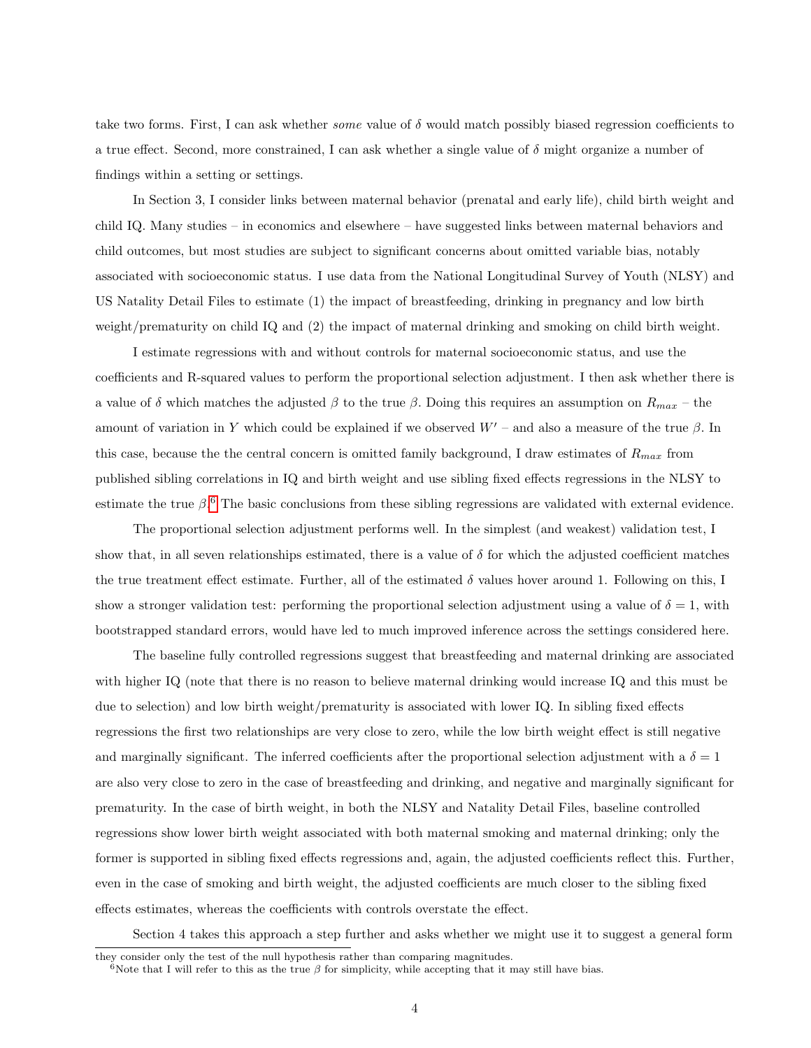take two forms. First, I can ask whether *some* value of $\delta$ would match possibly biased regression coefficients to a true effect. Second, more constrained, I can ask whether a single value of $\delta$ might organize a number of findings within a setting or settings.

In Section 3, I consider links between maternal behavior (prenatal and early life), child birth weight and child IQ. Many studies – in economics and elsewhere – have suggested links between maternal behaviors and child outcomes, but most studies are subject to significant concerns about omitted variable bias, notably associated with socioeconomic status. I use data from the National Longitudinal Survey of Youth (NLSY) and US Natality Detail Files to estimate (1) the impact of breastfeeding, drinking in pregnancy and low birth weight/prematurity on child IQ and (2) the impact of maternal drinking and smoking on child birth weight.

I estimate regressions with and without controls for maternal socioeconomic status, and use the coefficients and R-squared values to perform the proportional selection adjustment. I then ask whether there is a value of $\delta$ which matches the adjusted $\beta$ to the true $\beta$. Doing this requires an assumption on $R_{max}$ – the amount of variation in $Y$ which could be explained if we observed $W'$ – and also a measure of the true $\beta$. In this case, because the the central concern is omitted family background, I draw estimates of $R_{max}$ from published sibling correlations in IQ and birth weight and use sibling fixed effects regressions in the NLSY to estimate the true $\beta$.[6] The basic conclusions from these sibling regressions are validated with external evidence.

The proportional selection adjustment performs well. In the simplest (and weakest) validation test, I show that, in all seven relationships estimated, there is a value of $\delta$ for which the adjusted coefficient matches the true treatment effect estimate. Further, all of the estimated $\delta$ values hover around 1. Following on this, I show a stronger validation test: performing the proportional selection adjustment using a value of $\delta = 1$, with bootstrapped standard errors, would have led to much improved inference across the settings considered here.

The baseline fully controlled regressions suggest that breastfeeding and maternal drinking are associated with higher IQ (note that there is no reason to believe maternal drinking would increase IQ and this must be due to selection) and low birth weight/prematurity is associated with lower IQ. In sibling fixed effects regressions the first two relationships are very close to zero, while the low birth weight effect is still negative and marginally significant. The inferred coefficients after the proportional selection adjustment with a $\delta = 1$ are also very close to zero in the case of breastfeeding and drinking, and negative and marginally significant for prematurity. In the case of birth weight, in both the NLSY and Natality Detail Files, baseline controlled regressions show lower birth weight associated with both maternal smoking and maternal drinking; only the former is supported in sibling fixed effects regressions and, again, the adjusted coefficients reflect this. Further, even in the case of smoking and birth weight, the adjusted coefficients are much closer to the sibling fixed effects estimates, whereas the coefficients with controls overstate the effect.

Section 4 takes this approach a step further and asks whether we might use it to suggest a general form

they consider only the test of the null hypothesis rather than comparing magnitudes.

[6]Note that I will refer to this as the true $\beta$ for simplicity, while accepting that it may still have bias.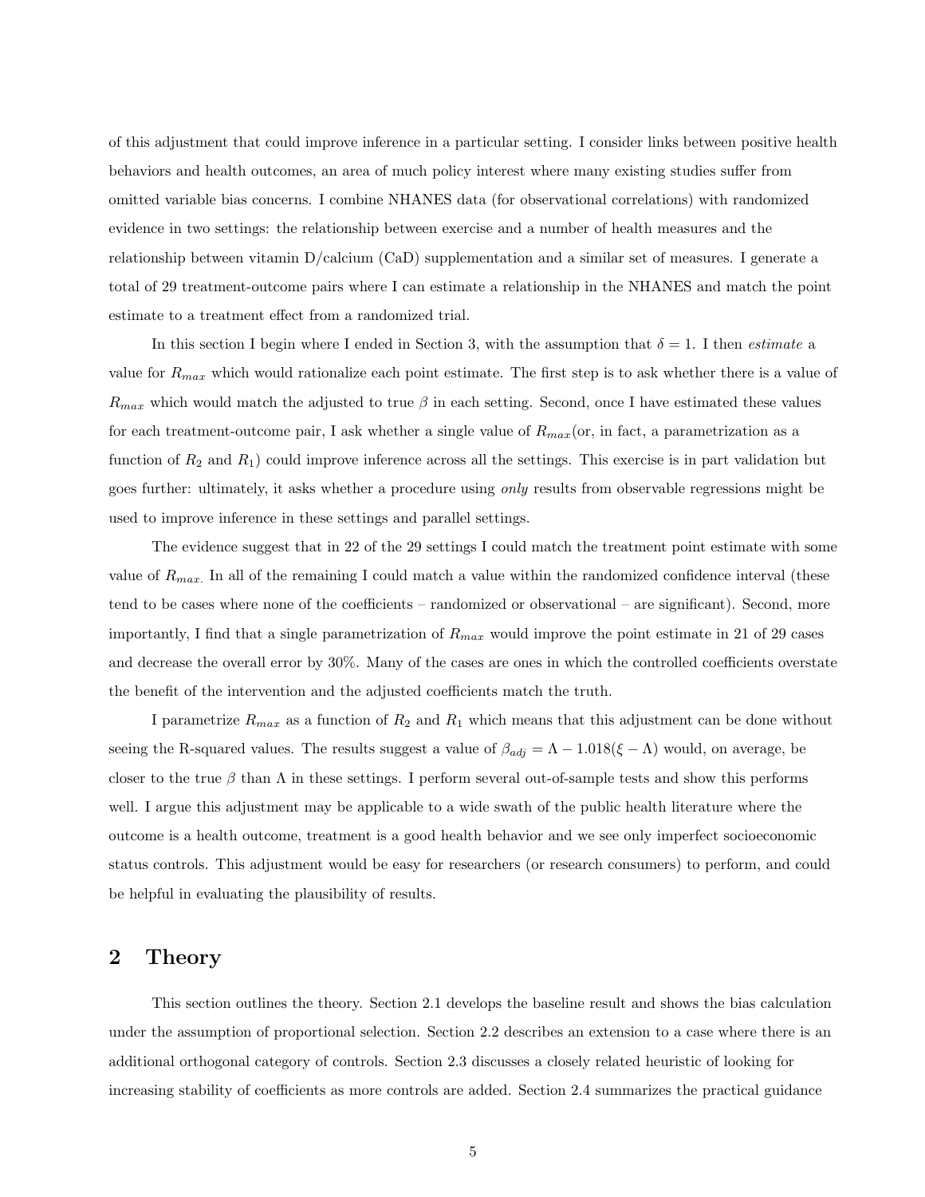of this adjustment that could improve inference in a particular setting. I consider links between positive health behaviors and health outcomes, an area of much policy interest where many existing studies suffer from omitted variable bias concerns. I combine NHANES data (for observational correlations) with randomized evidence in two settings: the relationship between exercise and a number of health measures and the relationship between vitamin D/calcium (CaD) supplementation and a similar set of measures. I generate a total of 29 treatment-outcome pairs where I can estimate a relationship in the NHANES and match the point estimate to a treatment effect from a randomized trial.

In this section I begin where I ended in Section 3, with the assumption that $\delta = 1$. I then *estimate* a value for $R_{max}$ which would rationalize each point estimate. The first step is to ask whether there is a value of $R_{max}$ which would match the adjusted to true $\beta$ in each setting. Second, once I have estimated these values for each treatment-outcome pair, I ask whether a single value of $R_{max}$(or, in fact, a parametrization as a function of $R_2$ and $R_1$) could improve inference across all the settings. This exercise is in part validation but goes further: ultimately, it asks whether a procedure using *only* results from observable regressions might be used to improve inference in these settings and parallel settings.

The evidence suggest that in 22 of the 29 settings I could match the treatment point estimate with some value of $R_{max.}$ In all of the remaining I could match a value within the randomized confidence interval (these tend to be cases where none of the coefficients – randomized or observational – are significant). Second, more importantly, I find that a single parametrization of $R_{max}$ would improve the point estimate in 21 of 29 cases and decrease the overall error by 30%. Many of the cases are ones in which the controlled coefficients overstate the benefit of the intervention and the adjusted coefficients match the truth.

I parametrize $R_{max}$ as a function of $R_2$ and $R_1$ which means that this adjustment can be done without seeing the R-squared values. The results suggest a value of $\beta_{adj} = \Lambda - 1.018(\xi - \Lambda)$ would, on average, be closer to the true $\beta$ than $\Lambda$ in these settings. I perform several out-of-sample tests and show this performs well. I argue this adjustment may be applicable to a wide swath of the public health literature where the outcome is a health outcome, treatment is a good health behavior and we see only imperfect socioeconomic status controls. This adjustment would be easy for researchers (or research consumers) to perform, and could be helpful in evaluating the plausibility of results.

## 2 Theory

This section outlines the theory. Section 2.1 develops the baseline result and shows the bias calculation under the assumption of proportional selection. Section 2.2 describes an extension to a case where there is an additional orthogonal category of controls. Section 2.3 discusses a closely related heuristic of looking for increasing stability of coefficients as more controls are added. Section 2.4 summarizes the practical guidance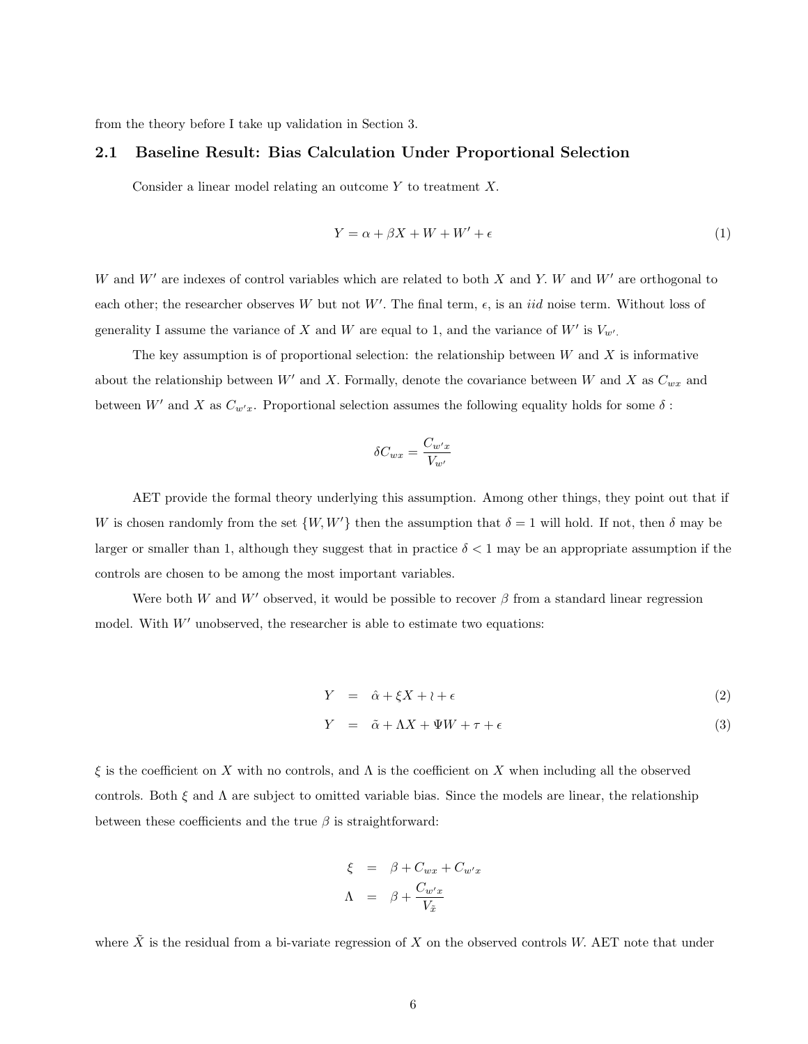from the theory before I take up validation in Section 3.

## 2.1 Baseline Result: Bias Calculation Under Proportional Selection

Consider a linear model relating an outcome $Y$ to treatment $X$.

$$Y = \alpha + \beta X + W + W' + \epsilon \tag{1}$$

$W$ and $W'$ are indexes of control variables which are related to both $X$ and $Y$. $W$ and $W'$ are orthogonal to each other; the researcher observes $W$ but not $W'$. The final term, $\epsilon$, is an *iid* noise term. Without loss of generality I assume the variance of $X$ and $W$ are equal to 1, and the variance of $W'$ is $V_{w'}$.

The key assumption is of proportional selection: the relationship between $W$ and $X$ is informative about the relationship between $W'$ and $X$. Formally, denote the covariance between $W$ and $X$ as $C_{wx}$ and between $W'$ and $X$ as $C_{w'x}$. Proportional selection assumes the following equality holds for some $\delta$ :

$$\delta C_{wx} = \frac{C_{w'x}}{V_{w'}}$$

AET provide the formal theory underlying this assumption. Among other things, they point out that if $W$ is chosen randomly from the set $\{W, W'\}$ then the assumption that $\delta = 1$ will hold. If not, then $\delta$ may be larger or smaller than 1, although they suggest that in practice $\delta < 1$ may be an appropriate assumption if the controls are chosen to be among the most important variables.

Were both $W$ and $W'$ observed, it would be possible to recover $\beta$ from a standard linear regression model. With $W'$ unobserved, the researcher is able to estimate two equations:

$$Y = \hat{\alpha} + \xi X + \wr + \epsilon \tag{2}$$

$$Y = \tilde{\alpha} + \Lambda X + \Psi W + \tau + \epsilon \tag{3}$$

$\xi$ is the coefficient on $X$ with no controls, and $\Lambda$ is the coefficient on $X$ when including all the observed controls. Both $\xi$ and $\Lambda$ are subject to omitted variable bias. Since the models are linear, the relationship between these coefficients and the true $\beta$ is straightforward:

$$\xi = \beta + C_{wx} + C_{w'x}$$

$$\Lambda = \beta + \frac{C_{w'x}}{V_{\tilde{x}}}$$

where $\tilde{X}$ is the residual from a bi-variate regression of $X$ on the observed controls $W$. AET note that under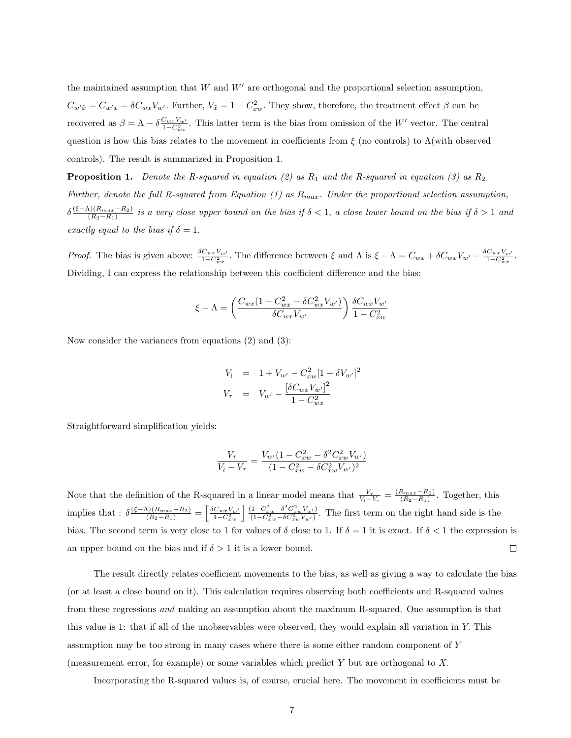the maintained assumption that $W$ and $W'$ are orthogonal and the proportional selection assumption, $C_{w'\tilde{x}} = C_{w'x} = \delta C_{wx} V_{w'}$. Further, $V_{\tilde{x}} = 1 - C_{xw}^2$. They show, therefore, the treatment effect $\beta$ can be recovered as $\beta = \Lambda - \delta \frac{C_{wx} V_{w'}}{1 - C_{wx}^2}$. This latter term is the bias from omission of the $W'$ vector. The central question is how this bias relates to the movement in coefficients from $\xi$ (no controls) to $\Lambda$(with observed controls). The result is summarized in Proposition 1.

**Proposition 1.** *Denote the R-squared in equation (2) as $R_1$ and the R-squared in equation (3) as $R_2$. Further, denote the full R-squared from Equation (1) as $R_{max}$. Under the proportional selection assumption, $\delta \frac{(\xi - \Lambda)(R_{max} - R_2)}{(R_2 - R_1)}$ is a very close upper bound on the bias if $\delta < 1$, a close lower bound on the bias if $\delta > 1$ and exactly equal to the bias if $\delta = 1$.*

*Proof.* The bias is given above: $\frac{\delta C_{wx} V_{w'}}{1 - C_{wx}^2}$. The difference between $\xi$ and $\Lambda$ is $\xi - \Lambda = C_{wx} + \delta C_{wx} V_{w'} - \frac{\delta C_{wx} V_{w'}}{1 - C_{wx}^2}$. Dividing, I can express the relationship between this coefficient difference and the bias:

$$\xi - \Lambda = \left( \frac{C_{wx}(1 - C_{wx}^2 - \delta C_{wx}^2 V_{w'})}{\delta C_{wx} V_{w'}} \right) \frac{\delta C_{wx} V_{w'}}{1 - C_{xw}^2}$$

Now consider the variances from equations (2) and (3):

$$\begin{aligned} V_{\wr} &= 1 + V_{w'} - C_{xw}^2 [1 + \delta V_{w'}]^2 \\ V_{\tau} &= V_{w'} - \frac{[\delta C_{wx} V_{w'}]^2}{1 - C_{wx}^2} \end{aligned}$$

Straightforward simplification yields:

$$\frac{V_{\tau}}{V_{\wr} - V_{\tau}} = \frac{V_{w'}(1 - C_{xw}^2 - \delta^2 C_{xw}^2 V_{w'})}{(1 - C_{xw}^2 - \delta C_{xw}^2 V_{w'})^2}$$

Note that the definition of the R-squared in a linear model means that $\frac{V_{\tau}}{V_{\wr} - V_{\tau}} = \frac{(R_{max} - R_2)}{(R_2 - R_1)}$. Together, this implies that : $\delta \frac{(\xi - \Lambda)(R_{max} - R_2)}{(R_2 - R_1)} = \left[ \frac{\delta C_{wx} V_{w'}}{1 - C_{xw}^2} \right] \frac{(1 - C_{xw}^2 - \delta^2 C_{xw}^2 V_{w'})}{(1 - C_{xw}^2 - \delta C_{xw}^2 V_{w'})}$. The first term on the right hand side is the bias. The second term is very close to 1 for values of $\delta$ close to 1. If $\delta = 1$ it is exact. If $\delta < 1$ the expression is an upper bound on the bias and if $\delta > 1$ it is a lower bound. □

The result directly relates coefficient movements to the bias, as well as giving a way to calculate the bias (or at least a close bound on it). This calculation requires observing both coefficients and R-squared values from these regressions *and* making an assumption about the maximum R-squared. One assumption is that this value is 1: that if all of the unobservables were observed, they would explain all variation in $Y$. This assumption may be too strong in many cases where there is some either random component of $Y$ (measurement error, for example) or some variables which predict $Y$ but are orthogonal to $X$.

Incorporating the R-squared values is, of course, crucial here. The movement in coefficients must be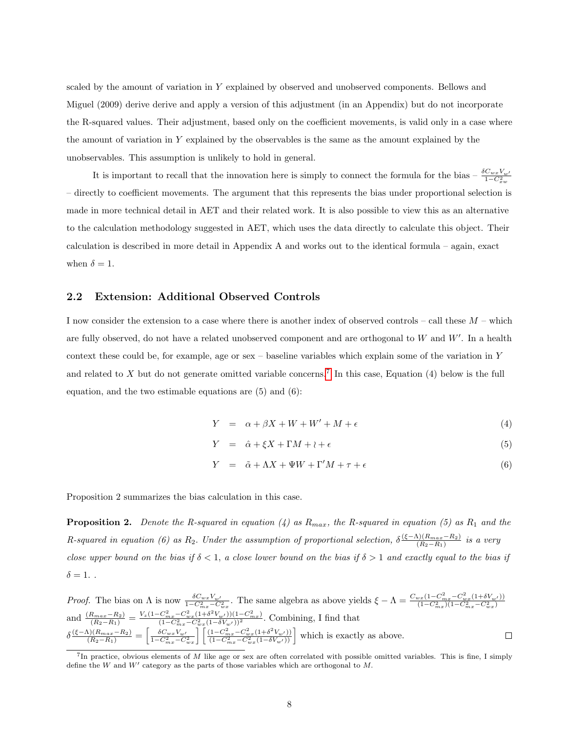scaled by the amount of variation in $Y$ explained by observed and unobserved components. Bellows and Miguel (2009) derive derive and apply a version of this adjustment (in an Appendix) but do not incorporate the R-squared values. Their adjustment, based only on the coefficient movements, is valid only in a case where the amount of variation in $Y$ explained by the observables is the same as the amount explained by the unobservables. This assumption is unlikely to hold in general.

It is important to recall that the innovation here is simply to connect the formula for the bias – $\frac{\delta C_{wx} V_{w'}}{1-C_{xw}^2}$ – directly to coefficient movements. The argument that this represents the bias under proportional selection is made in more technical detail in AET and their related work. It is also possible to view this as an alternative to the calculation methodology suggested in AET, which uses the data directly to calculate this object. Their calculation is described in more detail in Appendix A and works out to the identical formula – again, exact when $\delta = 1$.

## 2.2 Extension: Additional Observed Controls

I now consider the extension to a case where there is another index of observed controls – call these $M$ – which are fully observed, do not have a related unobserved component and are orthogonal to $W$ and $W'$. In a health context these could be, for example, age or sex – baseline variables which explain some of the variation in $Y$ and related to $X$ but do not generate omitted variable concerns.[7] In this case, Equation (4) below is the full equation, and the two estimable equations are (5) and (6):

$$
\begin{aligned}
Y &= \alpha + \beta X + W + W' + M + \epsilon & (4) \\
Y &= \hat{\alpha} + \xi X + \Gamma M + \wr + \epsilon & (5) \\
Y &= \tilde{\alpha} + \Lambda X + \Psi W + \Gamma' M + \tau + \epsilon & (6)
\end{aligned}
$$

Proposition 2 summarizes the bias calculation in this case.

**Proposition 2.** *Denote the R-squared in equation (4) as $R_{max}$, the R-squared in equation (5) as $R_1$ and the R-squared in equation (6) as $R_2$. Under the assumption of proportional selection, $\delta\frac{(\xi-\Lambda)(R_{max}-R_2)}{(R_2-R_1)}$ is a very close upper bound on the bias if $\delta < 1$, a close lower bound on the bias if $\delta > 1$ and exactly equal to the bias if $\delta = 1$. .*

*Proof.* The bias on $\Lambda$ is now $\frac{\delta C_{wx} V_{w'}}{1-C_{mx}^2 - C_{wx}^2}$. The same algebra as above yields $\xi - \Lambda = \frac{C_{wx}(1-C_{mx}^2 - C_{wx}^2(1+\delta V_{w'}))}{(1-C_{mx}^2)(1-C_{mx}^2-C_{wx}^2)}$ and $\frac{(R_{max}-R_2)}{(R_2-R_1)} = \frac{V_z(1-C_{mx}^2-C_{wx}^2(1+\delta^2 V_{w'}))(1-C_{mx}^2)}{(1-C_{mx}^2-C_{wx}^2(1-\delta V_{w'}))^2}$. Combining, I find that $\delta\frac{(\xi-\Lambda)(R_{max}-R_2)}{(R_2-R_1)} = \left[\frac{\delta C_{wx} V_{w'}}{1-C_{mx}^2-C_{wx}^2}\right]\left[\frac{(1-C_{mx}^2-C_{wx}^2(1+\delta^2 V_{w'}))}{(1-C_{mx}^2-C_{wx}^2(1-\delta V_{w'}))}\right]$ which is exactly as above. ∎

[7] In practice, obvious elements of $M$ like age or sex are often correlated with possible omitted variables. This is fine, I simply define the $W$ and $W'$ category as the parts of those variables which are orthogonal to $M$.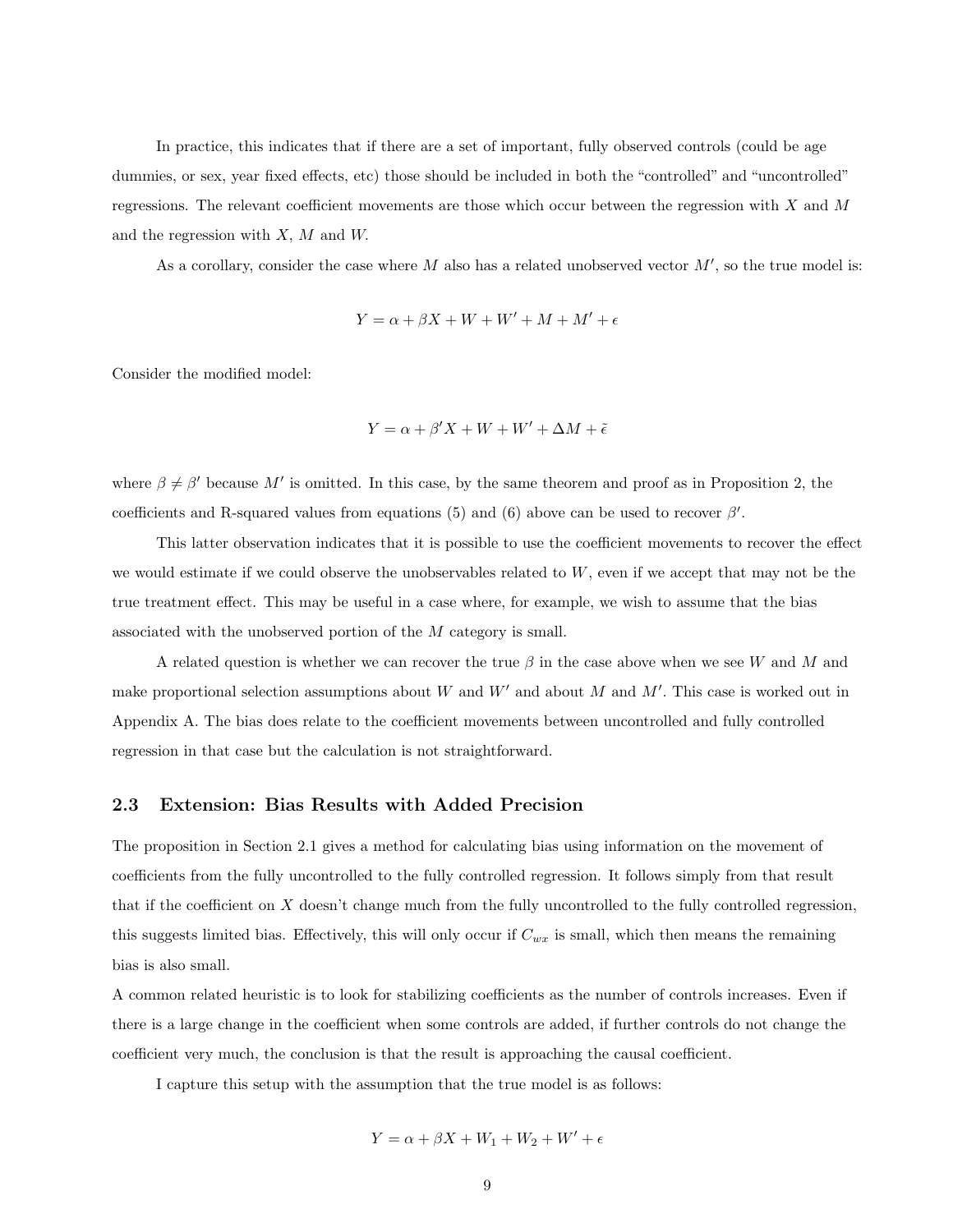In practice, this indicates that if there are a set of important, fully observed controls (could be age dummies, or sex, year fixed effects, etc) those should be included in both the "controlled" and "uncontrolled" regressions. The relevant coefficient movements are those which occur between the regression with $X$ and $M$ and the regression with $X$, $M$ and $W$.

As a corollary, consider the case where $M$ also has a related unobserved vector $M'$, so the true model is:

$$Y = \alpha + \beta X + W + W' + M + M' + \epsilon$$

Consider the modified model:

$$Y = \alpha + \beta' X + W + W' + \Delta M + \tilde{\epsilon}$$

where $\beta \neq \beta'$ because $M'$ is omitted. In this case, by the same theorem and proof as in Proposition 2, the coefficients and R-squared values from equations (5) and (6) above can be used to recover $\beta'$.

This latter observation indicates that it is possible to use the coefficient movements to recover the effect we would estimate if we could observe the unobservables related to $W$, even if we accept that may not be the true treatment effect. This may be useful in a case where, for example, we wish to assume that the bias associated with the unobserved portion of the $M$ category is small.

A related question is whether we can recover the true $\beta$ in the case above when we see $W$ and $M$ and make proportional selection assumptions about $W$ and $W'$ and about $M$ and $M'$. This case is worked out in Appendix A. The bias does relate to the coefficient movements between uncontrolled and fully controlled regression in that case but the calculation is not straightforward.

## 2.3 Extension: Bias Results with Added Precision

The proposition in Section 2.1 gives a method for calculating bias using information on the movement of coefficients from the fully uncontrolled to the fully controlled regression. It follows simply from that result that if the coefficient on $X$ doesn't change much from the fully uncontrolled to the fully controlled regression, this suggests limited bias. Effectively, this will only occur if $C_{wx}$ is small, which then means the remaining bias is also small.

A common related heuristic is to look for stabilizing coefficients as the number of controls increases. Even if there is a large change in the coefficient when some controls are added, if further controls do not change the coefficient very much, the conclusion is that the result is approaching the causal coefficient.

I capture this setup with the assumption that the true model is as follows:

$$Y = \alpha + \beta X + W_1 + W_2 + W' + \epsilon$$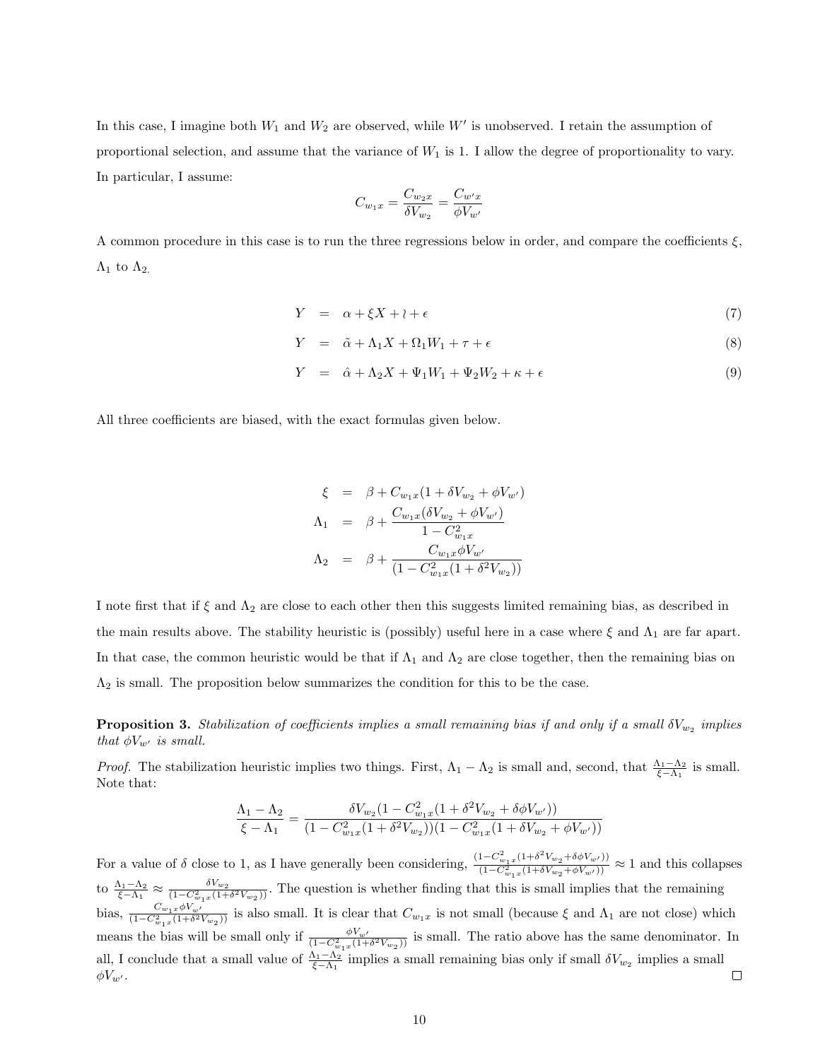In this case, I imagine both $W_1$ and $W_2$ are observed, while $W'$ is unobserved. I retain the assumption of proportional selection, and assume that the variance of $W_1$ is 1. I allow the degree of proportionality to vary. In particular, I assume:

$$C_{w_1x} = \frac{C_{w_2x}}{\delta V_{w_2}} = \frac{C_{w'x}}{\phi V_{w'}}$$

A common procedure in this case is to run the three regressions below in order, and compare the coefficients $\xi$, $\Lambda_1$ to $\Lambda_2$.

$$Y = \alpha + \xi X + \wr + \epsilon \tag{7}$$

$$Y = \tilde{\alpha} + \Lambda_1 X + \Omega_1 W_1 + \tau + \epsilon \tag{8}$$

$$Y = \hat{\alpha} + \Lambda_2 X + \Psi_1 W_1 + \Psi_2 W_2 + \kappa + \epsilon \tag{9}$$

All three coefficients are biased, with the exact formulas given below.

$$\begin{aligned}
\xi &= \beta + C_{w_1x}(1 + \delta V_{w_2} + \phi V_{w'}) \\
\Lambda_1 &= \beta + \frac{C_{w_1x}(\delta V_{w_2} + \phi V_{w'})}{1 - C_{w_1x}^2} \\
\Lambda_2 &= \beta + \frac{C_{w_1x}\phi V_{w'}}{(1 - C_{w_1x}^2(1 + \delta^2 V_{w_2}))}
\end{aligned}$$

I note first that if $\xi$ and $\Lambda_2$ are close to each other then this suggests limited remaining bias, as described in the main results above. The stability heuristic is (possibly) useful here in a case where $\xi$ and $\Lambda_1$ are far apart. In that case, the common heuristic would be that if $\Lambda_1$ and $\Lambda_2$ are close together, then the remaining bias on $\Lambda_2$ is small. The proposition below summarizes the condition for this to be the case.

**Proposition 3.** *Stabilization of coefficients implies a small remaining bias if and only if a small $\delta V_{w_2}$ implies that $\phi V_{w'}$ is small.*

*Proof.* The stabilization heuristic implies two things. First, $\Lambda_1 - \Lambda_2$ is small and, second, that $\frac{\Lambda_1 - \Lambda_2}{\xi - \Lambda_1}$ is small. Note that:

$$\frac{\Lambda_1 - \Lambda_2}{\xi - \Lambda_1} = \frac{\delta V_{w_2}(1 - C_{w_1x}^2(1 + \delta^2 V_{w_2} + \delta\phi V_{w'}))}{(1 - C_{w_1x}^2(1 + \delta^2 V_{w_2}))(1 - C_{w_1x}^2(1 + \delta V_{w_2} + \phi V_{w'}))}$$

For a value of $\delta$ close to 1, as I have generally been considering, $\frac{(1 - C_{w_1x}^2(1 + \delta^2 V_{w_2} + \delta\phi V_{w'}))}{(1 - C_{w_1x}^2(1 + \delta V_{w_2} + \phi V_{w'}))} \approx 1$ and this collapses to $\frac{\Lambda_1 - \Lambda_2}{\xi - \Lambda_1} \approx \frac{\delta V_{w_2}}{(1 - C_{w_1x}^2(1 + \delta^2 V_{w_2}))}$. The question is whether finding that this is small implies that the remaining bias, $\frac{C_{w_1x}\phi V_{w'}}{(1 - C_{w_1x}^2(1 + \delta^2 V_{w_2}))}$ is also small. It is clear that $C_{w_1x}$ is not small (because $\xi$ and $\Lambda_1$ are not close) which means the bias will be small only if $\frac{\phi V_{w'}}{(1 - C_{w_1x}^2(1 + \delta^2 V_{w_2}))}$ is small. The ratio above has the same denominator. In all, I conclude that a small value of $\frac{\Lambda_1 - \Lambda_2}{\xi - \Lambda_1}$ implies a small remaining bias only if small $\delta V_{w_2}$ implies a small $\phi V_{w'}$. □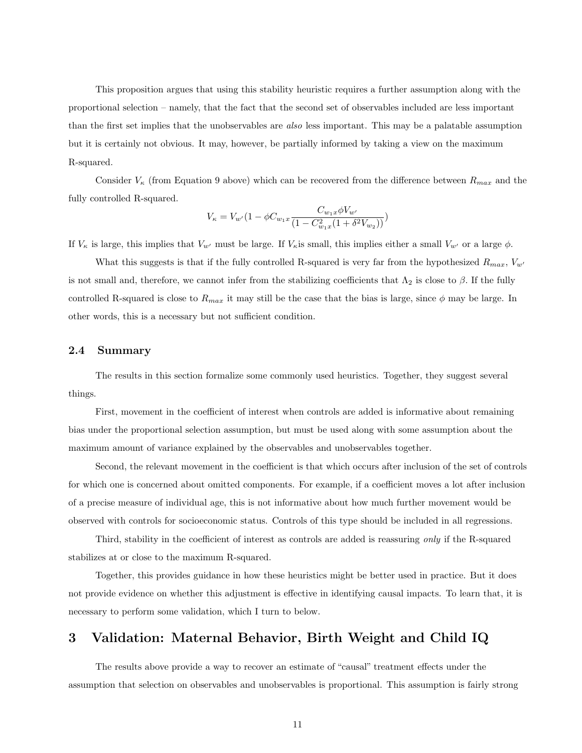This proposition argues that using this stability heuristic requires a further assumption along with the proportional selection – namely, that the fact that the second set of observables included are less important than the first set implies that the unobservables are *also* less important. This may be a palatable assumption but it is certainly not obvious. It may, however, be partially informed by taking a view on the maximum R-squared.

Consider $V_\kappa$ (from Equation 9 above) which can be recovered from the difference between $R_{max}$ and the fully controlled R-squared.

$$V_\kappa = V_{w'}(1 - \phi C_{w_1 x} \frac{C_{w_1 x}\phi V_{w'}}{(1 - C^2_{w_1 x}(1 + \delta^2 V_{w_2}))})$$

If $V_\kappa$ is large, this implies that $V_{w'}$ must be large. If $V_\kappa$is small, this implies either a small $V_{w'}$ or a large $\phi$.

What this suggests is that if the fully controlled R-squared is very far from the hypothesized $R_{max}$, $V_{w'}$ is not small and, therefore, we cannot infer from the stabilizing coefficients that $\Lambda_2$ is close to $\beta$. If the fully controlled R-squared is close to $R_{max}$ it may still be the case that the bias is large, since $\phi$ may be large. In other words, this is a necessary but not sufficient condition.

### 2.4 Summary

The results in this section formalize some commonly used heuristics. Together, they suggest several things.

First, movement in the coefficient of interest when controls are added is informative about remaining bias under the proportional selection assumption, but must be used along with some assumption about the maximum amount of variance explained by the observables and unobservables together.

Second, the relevant movement in the coefficient is that which occurs after inclusion of the set of controls for which one is concerned about omitted components. For example, if a coefficient moves a lot after inclusion of a precise measure of individual age, this is not informative about how much further movement would be observed with controls for socioeconomic status. Controls of this type should be included in all regressions.

Third, stability in the coefficient of interest as controls are added is reassuring *only* if the R-squared stabilizes at or close to the maximum R-squared.

Together, this provides guidance in how these heuristics might be better used in practice. But it does not provide evidence on whether this adjustment is effective in identifying causal impacts. To learn that, it is necessary to perform some validation, which I turn to below.

## 3 Validation: Maternal Behavior, Birth Weight and Child IQ

The results above provide a way to recover an estimate of "causal" treatment effects under the assumption that selection on observables and unobservables is proportional. This assumption is fairly strong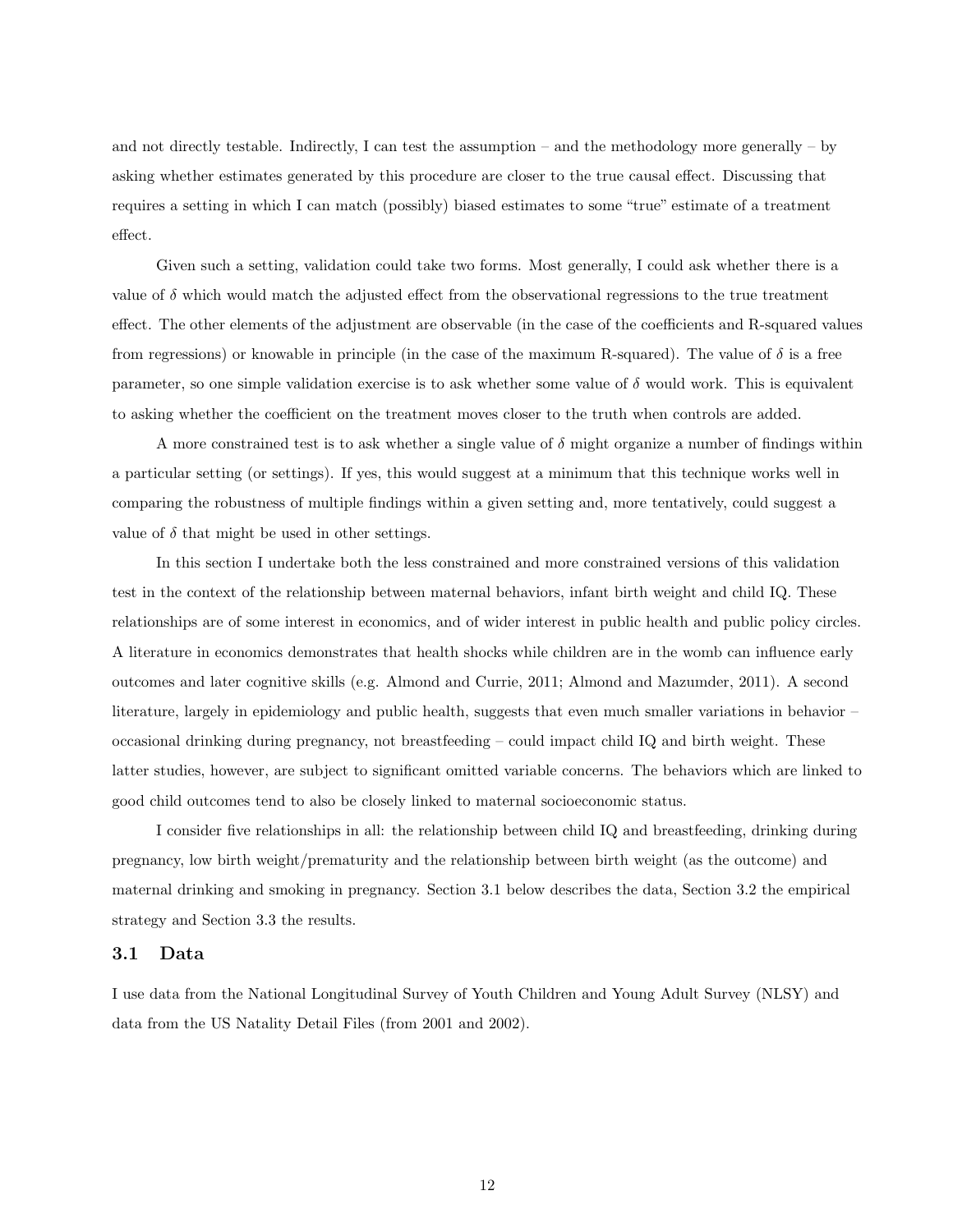and not directly testable. Indirectly, I can test the assumption – and the methodology more generally – by asking whether estimates generated by this procedure are closer to the true causal effect. Discussing that requires a setting in which I can match (possibly) biased estimates to some "true" estimate of a treatment effect.

Given such a setting, validation could take two forms. Most generally, I could ask whether there is a value of $\delta$ which would match the adjusted effect from the observational regressions to the true treatment effect. The other elements of the adjustment are observable (in the case of the coefficients and R-squared values from regressions) or knowable in principle (in the case of the maximum R-squared). The value of $\delta$ is a free parameter, so one simple validation exercise is to ask whether some value of $\delta$ would work. This is equivalent to asking whether the coefficient on the treatment moves closer to the truth when controls are added.

A more constrained test is to ask whether a single value of $\delta$ might organize a number of findings within a particular setting (or settings). If yes, this would suggest at a minimum that this technique works well in comparing the robustness of multiple findings within a given setting and, more tentatively, could suggest a value of $\delta$ that might be used in other settings.

In this section I undertake both the less constrained and more constrained versions of this validation test in the context of the relationship between maternal behaviors, infant birth weight and child IQ. These relationships are of some interest in economics, and of wider interest in public health and public policy circles. A literature in economics demonstrates that health shocks while children are in the womb can influence early outcomes and later cognitive skills (e.g. Almond and Currie, 2011; Almond and Mazumder, 2011). A second literature, largely in epidemiology and public health, suggests that even much smaller variations in behavior – occasional drinking during pregnancy, not breastfeeding – could impact child IQ and birth weight. These latter studies, however, are subject to significant omitted variable concerns. The behaviors which are linked to good child outcomes tend to also be closely linked to maternal socioeconomic status.

I consider five relationships in all: the relationship between child IQ and breastfeeding, drinking during pregnancy, low birth weight/prematurity and the relationship between birth weight (as the outcome) and maternal drinking and smoking in pregnancy. Section 3.1 below describes the data, Section 3.2 the empirical strategy and Section 3.3 the results.

### 3.1 Data

I use data from the National Longitudinal Survey of Youth Children and Young Adult Survey (NLSY) and data from the US Natality Detail Files (from 2001 and 2002).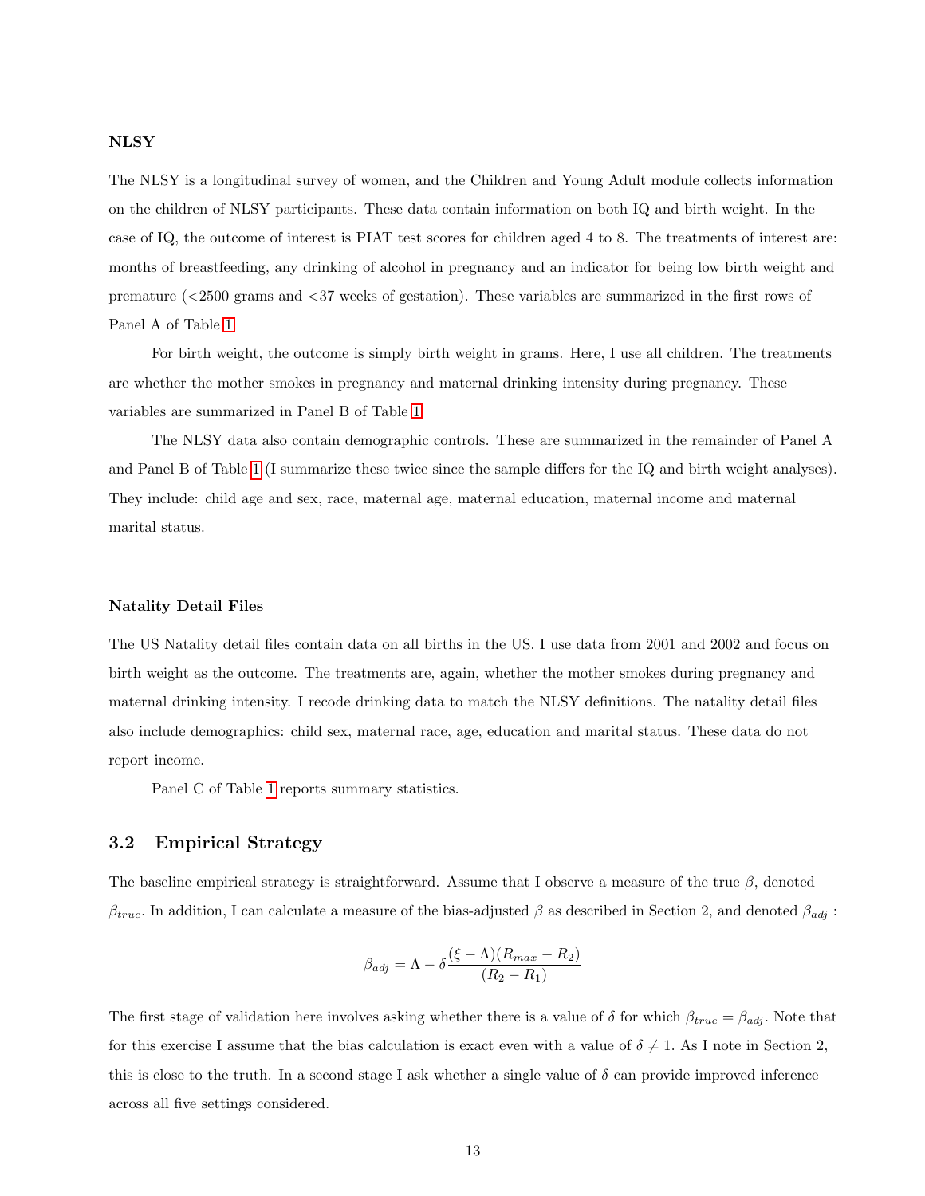#### NLSY

The NLSY is a longitudinal survey of women, and the Children and Young Adult module collects information on the children of NLSY participants. These data contain information on both IQ and birth weight. In the case of IQ, the outcome of interest is PIAT test scores for children aged 4 to 8. The treatments of interest are: months of breastfeeding, any drinking of alcohol in pregnancy and an indicator for being low birth weight and premature (<2500 grams and <37 weeks of gestation). These variables are summarized in the first rows of Panel A of Table 1.

For birth weight, the outcome is simply birth weight in grams. Here, I use all children. The treatments are whether the mother smokes in pregnancy and maternal drinking intensity during pregnancy. These variables are summarized in Panel B of Table 1.

The NLSY data also contain demographic controls. These are summarized in the remainder of Panel A and Panel B of Table 1 (I summarize these twice since the sample differs for the IQ and birth weight analyses). They include: child age and sex, race, maternal age, maternal education, maternal income and maternal marital status.

#### Natality Detail Files

The US Natality detail files contain data on all births in the US. I use data from 2001 and 2002 and focus on birth weight as the outcome. The treatments are, again, whether the mother smokes during pregnancy and maternal drinking intensity. I recode drinking data to match the NLSY definitions. The natality detail files also include demographics: child sex, maternal race, age, education and marital status. These data do not report income.

Panel C of Table 1 reports summary statistics.

### 3.2 Empirical Strategy

The baseline empirical strategy is straightforward. Assume that I observe a measure of the true $\beta$, denoted $\beta_{true}$. In addition, I can calculate a measure of the bias-adjusted $\beta$ as described in Section 2, and denoted $\beta_{adj}$ :

$$\beta_{adj} = \Lambda - \delta \frac{(\xi - \Lambda)(R_{max} - R_2)}{(R_2 - R_1)}$$

The first stage of validation here involves asking whether there is a value of $\delta$ for which $\beta_{true} = \beta_{adj}$. Note that for this exercise I assume that the bias calculation is exact even with a value of $\delta \neq 1$. As I note in Section 2, this is close to the truth. In a second stage I ask whether a single value of $\delta$ can provide improved inference across all five settings considered.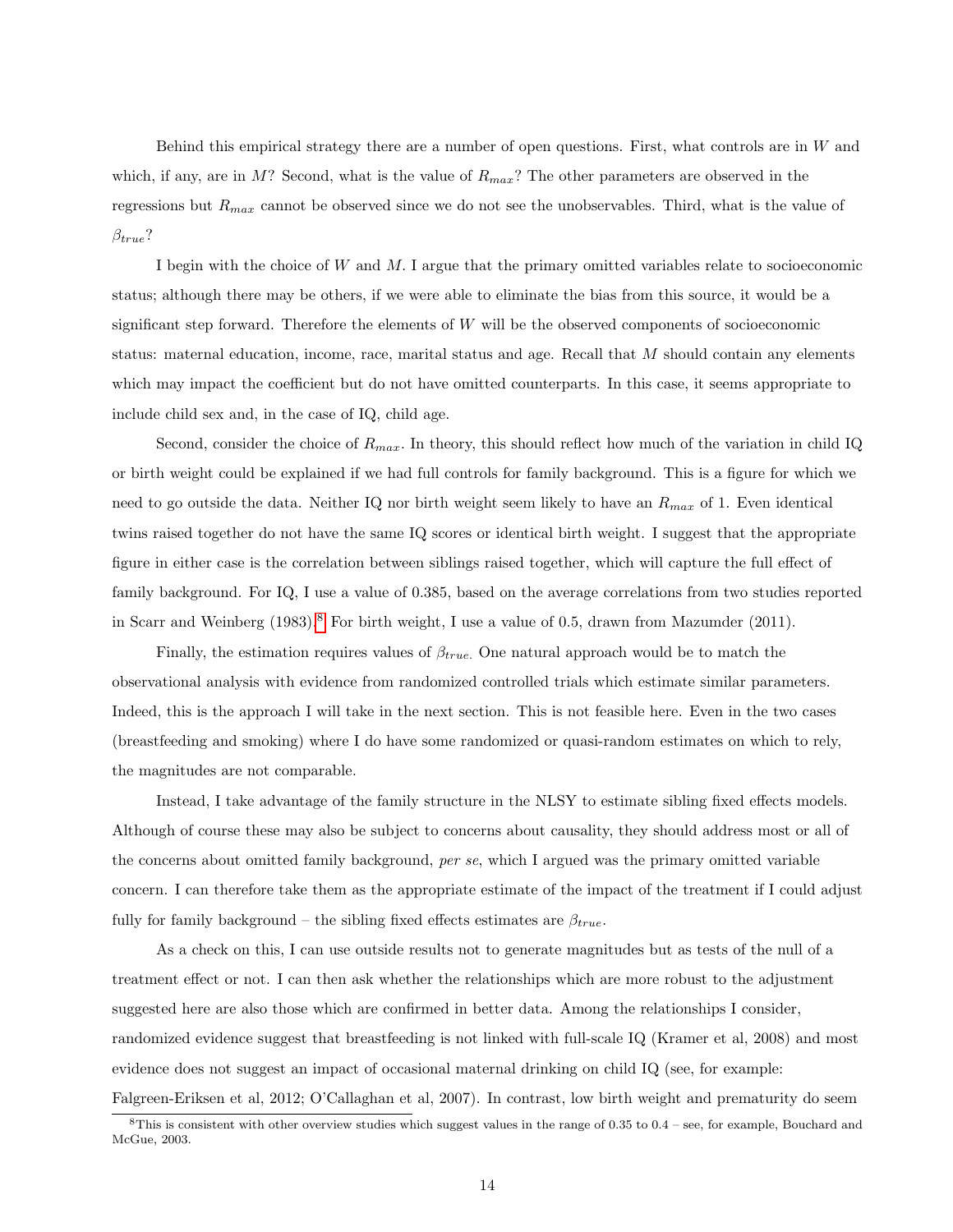Behind this empirical strategy there are a number of open questions. First, what controls are in $W$ and which, if any, are in $M$? Second, what is the value of $R_{max}$? The other parameters are observed in the regressions but $R_{max}$ cannot be observed since we do not see the unobservables. Third, what is the value of $\beta_{true}$?

I begin with the choice of $W$ and $M$. I argue that the primary omitted variables relate to socioeconomic status; although there may be others, if we were able to eliminate the bias from this source, it would be a significant step forward. Therefore the elements of $W$ will be the observed components of socioeconomic status: maternal education, income, race, marital status and age. Recall that $M$ should contain any elements which may impact the coefficient but do not have omitted counterparts. In this case, it seems appropriate to include child sex and, in the case of IQ, child age.

Second, consider the choice of $R_{max}$. In theory, this should reflect how much of the variation in child IQ or birth weight could be explained if we had full controls for family background. This is a figure for which we need to go outside the data. Neither IQ nor birth weight seem likely to have an $R_{max}$ of 1. Even identical twins raised together do not have the same IQ scores or identical birth weight. I suggest that the appropriate figure in either case is the correlation between siblings raised together, which will capture the full effect of family background. For IQ, I use a value of 0.385, based on the average correlations from two studies reported in Scarr and Weinberg (1983).[8] For birth weight, I use a value of 0.5, drawn from Mazumder (2011).

Finally, the estimation requires values of $\beta_{true}$. One natural approach would be to match the observational analysis with evidence from randomized controlled trials which estimate similar parameters. Indeed, this is the approach I will take in the next section. This is not feasible here. Even in the two cases (breastfeeding and smoking) where I do have some randomized or quasi-random estimates on which to rely, the magnitudes are not comparable.

Instead, I take advantage of the family structure in the NLSY to estimate sibling fixed effects models. Although of course these may also be subject to concerns about causality, they should address most or all of the concerns about omitted family background, *per se*, which I argued was the primary omitted variable concern. I can therefore take them as the appropriate estimate of the impact of the treatment if I could adjust fully for family background – the sibling fixed effects estimates are $\beta_{true}$.

As a check on this, I can use outside results not to generate magnitudes but as tests of the null of a treatment effect or not. I can then ask whether the relationships which are more robust to the adjustment suggested here are also those which are confirmed in better data. Among the relationships I consider, randomized evidence suggest that breastfeeding is not linked with full-scale IQ (Kramer et al, 2008) and most evidence does not suggest an impact of occasional maternal drinking on child IQ (see, for example: Falgreen-Eriksen et al, 2012; O'Callaghan et al, 2007). In contrast, low birth weight and prematurity do seem

[8] This is consistent with other overview studies which suggest values in the range of 0.35 to 0.4 – see, for example, Bouchard and McGue, 2003.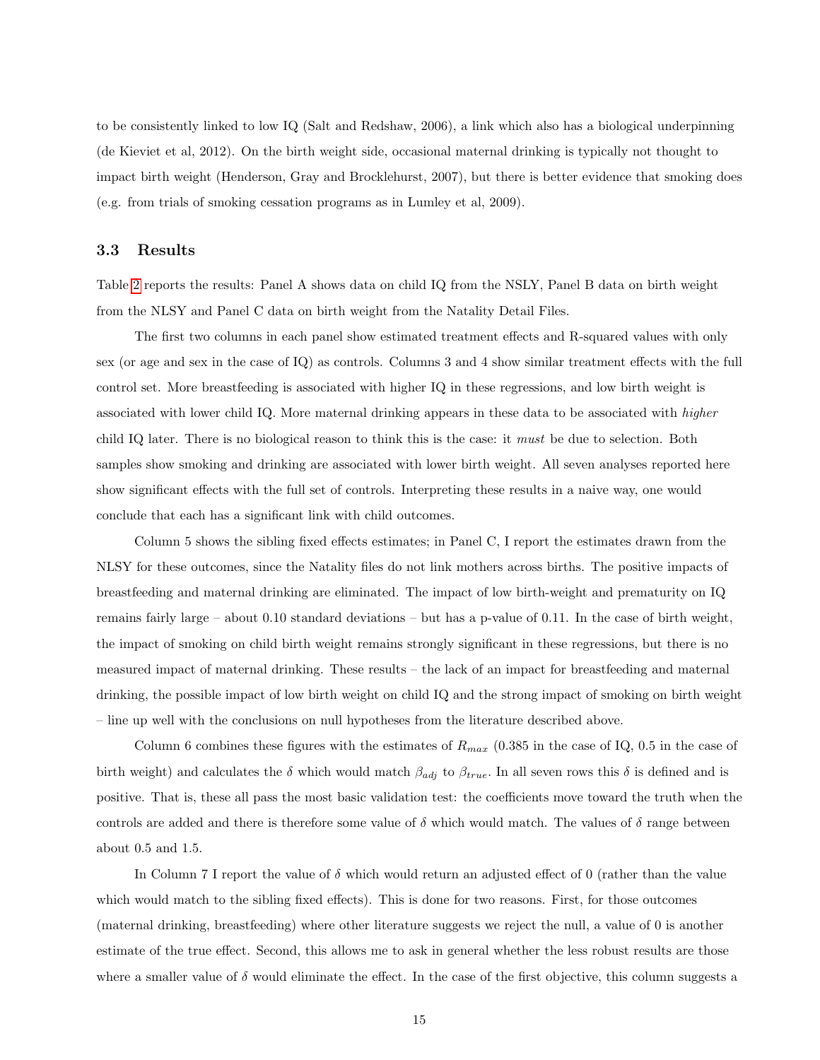to be consistently linked to low IQ (Salt and Redshaw, 2006), a link which also has a biological underpinning (de Kieviet et al, 2012). On the birth weight side, occasional maternal drinking is typically not thought to impact birth weight (Henderson, Gray and Brocklehurst, 2007), but there is better evidence that smoking does (e.g. from trials of smoking cessation programs as in Lumley et al, 2009).

### 3.3 Results

Table 2 reports the results: Panel A shows data on child IQ from the NSLY, Panel B data on birth weight from the NLSY and Panel C data on birth weight from the Natality Detail Files.

The first two columns in each panel show estimated treatment effects and R-squared values with only sex (or age and sex in the case of IQ) as controls. Columns 3 and 4 show similar treatment effects with the full control set. More breastfeeding is associated with higher IQ in these regressions, and low birth weight is associated with lower child IQ. More maternal drinking appears in these data to be associated with *higher* child IQ later. There is no biological reason to think this is the case: it *must* be due to selection. Both samples show smoking and drinking are associated with lower birth weight. All seven analyses reported here show significant effects with the full set of controls. Interpreting these results in a naive way, one would conclude that each has a significant link with child outcomes.

Column 5 shows the sibling fixed effects estimates; in Panel C, I report the estimates drawn from the NLSY for these outcomes, since the Natality files do not link mothers across births. The positive impacts of breastfeeding and maternal drinking are eliminated. The impact of low birth-weight and prematurity on IQ remains fairly large – about 0.10 standard deviations – but has a p-value of 0.11. In the case of birth weight, the impact of smoking on child birth weight remains strongly significant in these regressions, but there is no measured impact of maternal drinking. These results – the lack of an impact for breastfeeding and maternal drinking, the possible impact of low birth weight on child IQ and the strong impact of smoking on birth weight – line up well with the conclusions on null hypotheses from the literature described above.

Column 6 combines these figures with the estimates of $R_{max}$ (0.385 in the case of IQ, 0.5 in the case of birth weight) and calculates the $\delta$ which would match $\beta_{adj}$ to $\beta_{true}$. In all seven rows this $\delta$ is defined and is positive. That is, these all pass the most basic validation test: the coefficients move toward the truth when the controls are added and there is therefore some value of $\delta$ which would match. The values of $\delta$ range between about 0.5 and 1.5.

In Column 7 I report the value of $\delta$ which would return an adjusted effect of 0 (rather than the value which would match to the sibling fixed effects). This is done for two reasons. First, for those outcomes (maternal drinking, breastfeeding) where other literature suggests we reject the null, a value of 0 is another estimate of the true effect. Second, this allows me to ask in general whether the less robust results are those where a smaller value of $\delta$ would eliminate the effect. In the case of the first objective, this column suggests a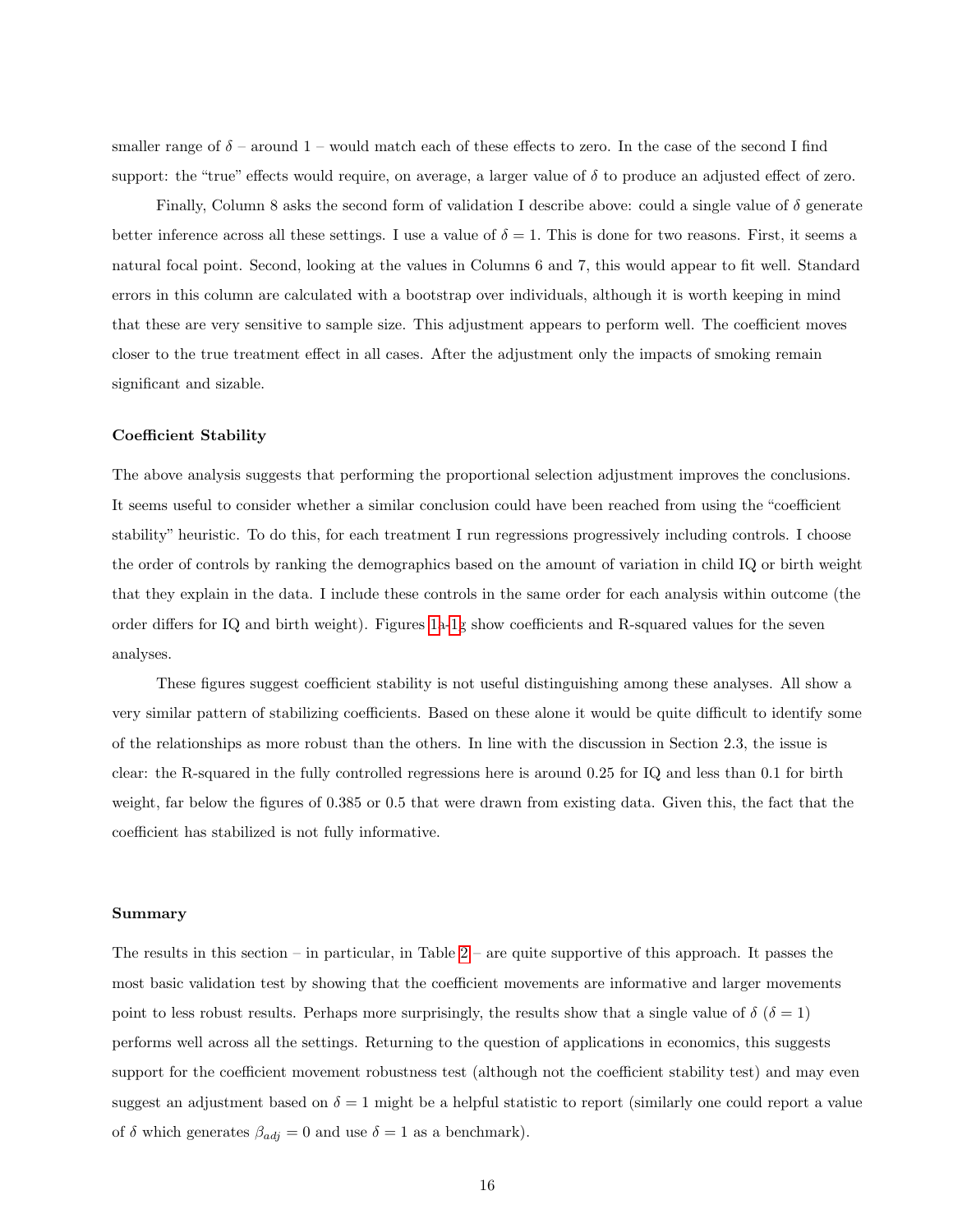smaller range of $\delta$ – around 1 – would match each of these effects to zero. In the case of the second I find support: the "true" effects would require, on average, a larger value of $\delta$ to produce an adjusted effect of zero.

Finally, Column 8 asks the second form of validation I describe above: could a single value of $\delta$ generate better inference across all these settings. I use a value of $\delta = 1$. This is done for two reasons. First, it seems a natural focal point. Second, looking at the values in Columns 6 and 7, this would appear to fit well. Standard errors in this column are calculated with a bootstrap over individuals, although it is worth keeping in mind that these are very sensitive to sample size. This adjustment appears to perform well. The coefficient moves closer to the true treatment effect in all cases. After the adjustment only the impacts of smoking remain significant and sizable.

#### Coefficient Stability

The above analysis suggests that performing the proportional selection adjustment improves the conclusions. It seems useful to consider whether a similar conclusion could have been reached from using the "coefficient stability" heuristic. To do this, for each treatment I run regressions progressively including controls. I choose the order of controls by ranking the demographics based on the amount of variation in child IQ or birth weight that they explain in the data. I include these controls in the same order for each analysis within outcome (the order differs for IQ and birth weight). Figures 1a-1g show coefficients and R-squared values for the seven analyses.

These figures suggest coefficient stability is not useful distinguishing among these analyses. All show a very similar pattern of stabilizing coefficients. Based on these alone it would be quite difficult to identify some of the relationships as more robust than the others. In line with the discussion in Section 2.3, the issue is clear: the R-squared in the fully controlled regressions here is around 0.25 for IQ and less than 0.1 for birth weight, far below the figures of 0.385 or 0.5 that were drawn from existing data. Given this, the fact that the coefficient has stabilized is not fully informative.

#### Summary

The results in this section – in particular, in Table 2 – are quite supportive of this approach. It passes the most basic validation test by showing that the coefficient movements are informative and larger movements point to less robust results. Perhaps more surprisingly, the results show that a single value of $\delta$ ($\delta = 1$) performs well across all the settings. Returning to the question of applications in economics, this suggests support for the coefficient movement robustness test (although not the coefficient stability test) and may even suggest an adjustment based on $\delta = 1$ might be a helpful statistic to report (similarly one could report a value of $\delta$ which generates $\beta_{adj} = 0$ and use $\delta = 1$ as a benchmark).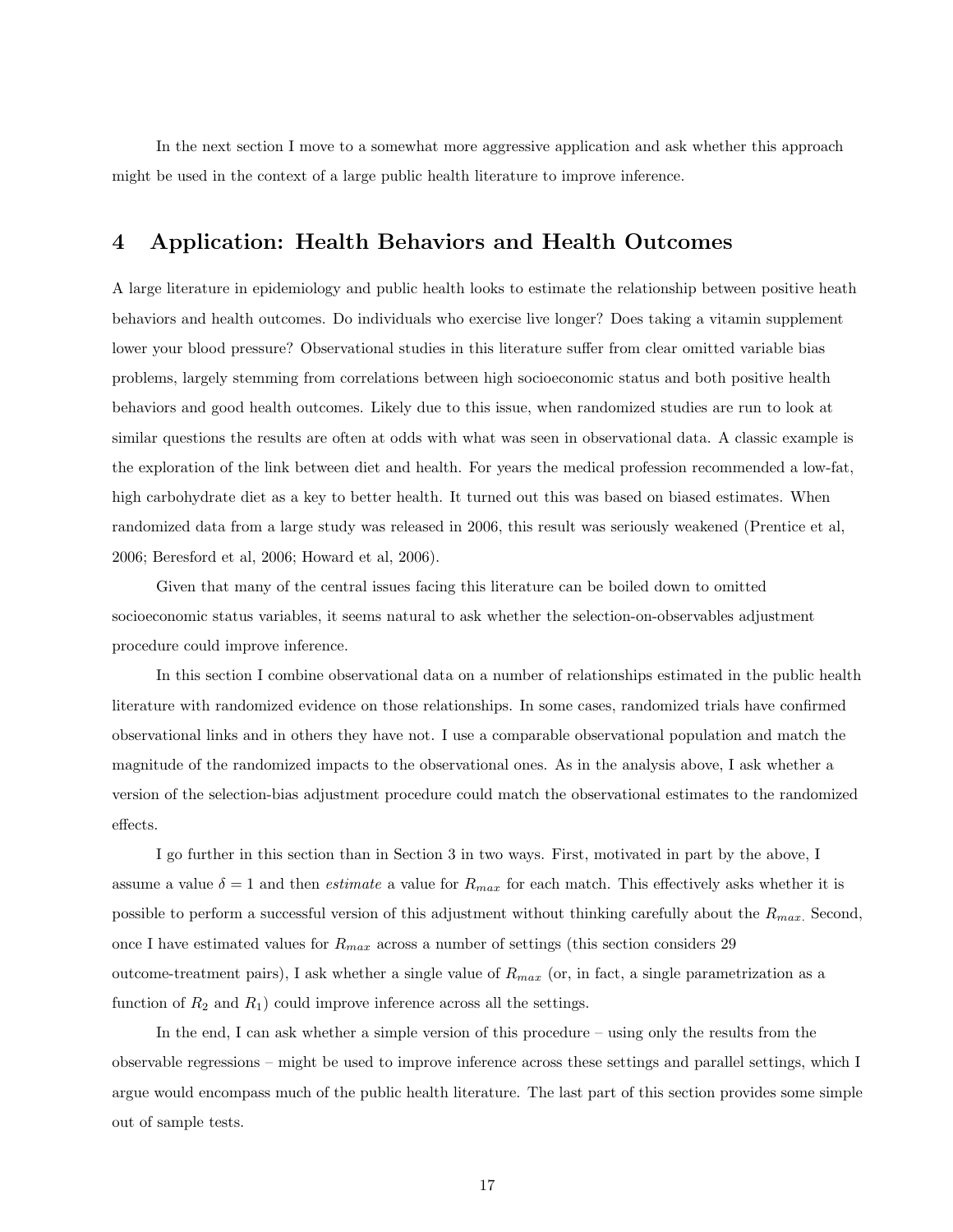In the next section I move to a somewhat more aggressive application and ask whether this approach might be used in the context of a large public health literature to improve inference.

## 4 Application: Health Behaviors and Health Outcomes

A large literature in epidemiology and public health looks to estimate the relationship between positive heath behaviors and health outcomes. Do individuals who exercise live longer? Does taking a vitamin supplement lower your blood pressure? Observational studies in this literature suffer from clear omitted variable bias problems, largely stemming from correlations between high socioeconomic status and both positive health behaviors and good health outcomes. Likely due to this issue, when randomized studies are run to look at similar questions the results are often at odds with what was seen in observational data. A classic example is the exploration of the link between diet and health. For years the medical profession recommended a low-fat, high carbohydrate diet as a key to better health. It turned out this was based on biased estimates. When randomized data from a large study was released in 2006, this result was seriously weakened (Prentice et al, 2006; Beresford et al, 2006; Howard et al, 2006).

Given that many of the central issues facing this literature can be boiled down to omitted socioeconomic status variables, it seems natural to ask whether the selection-on-observables adjustment procedure could improve inference.

In this section I combine observational data on a number of relationships estimated in the public health literature with randomized evidence on those relationships. In some cases, randomized trials have confirmed observational links and in others they have not. I use a comparable observational population and match the magnitude of the randomized impacts to the observational ones. As in the analysis above, I ask whether a version of the selection-bias adjustment procedure could match the observational estimates to the randomized effects.

I go further in this section than in Section 3 in two ways. First, motivated in part by the above, I assume a value $\delta = 1$ and then *estimate* a value for $R_{max}$ for each match. This effectively asks whether it is possible to perform a successful version of this adjustment without thinking carefully about the $R_{max}$. Second, once I have estimated values for $R_{max}$ across a number of settings (this section considers 29 outcome-treatment pairs), I ask whether a single value of $R_{max}$ (or, in fact, a single parametrization as a function of $R_2$ and $R_1$) could improve inference across all the settings.

In the end, I can ask whether a simple version of this procedure – using only the results from the observable regressions – might be used to improve inference across these settings and parallel settings, which I argue would encompass much of the public health literature. The last part of this section provides some simple out of sample tests.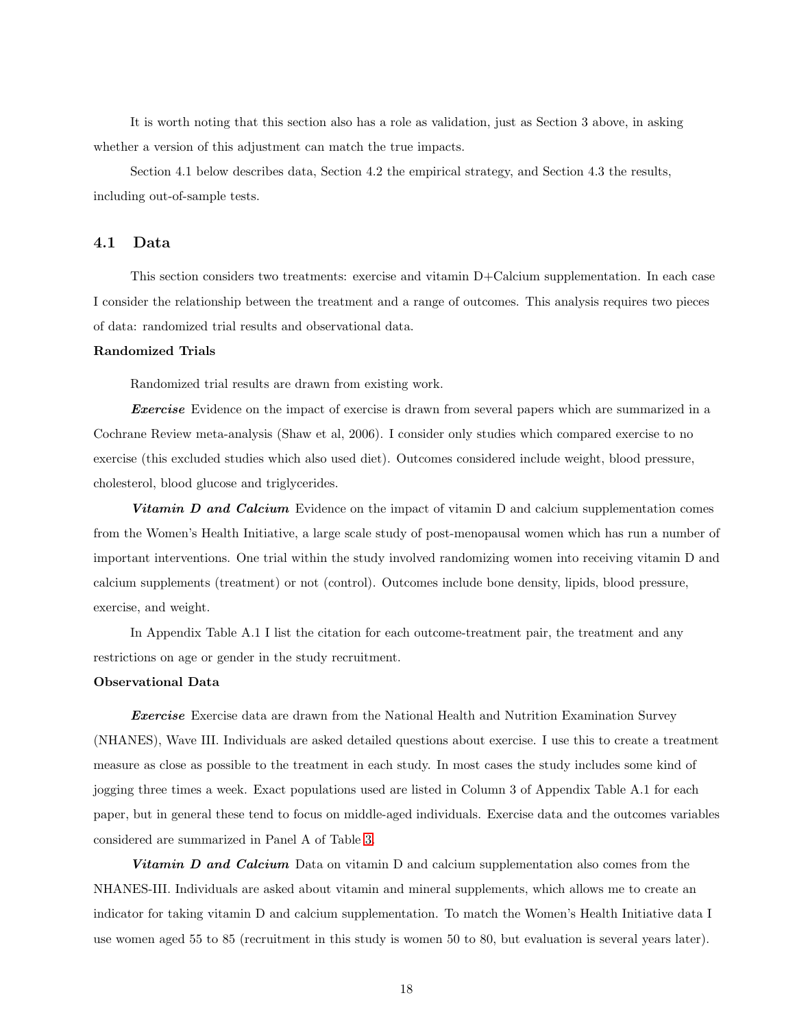It is worth noting that this section also has a role as validation, just as Section 3 above, in asking whether a version of this adjustment can match the true impacts.

Section 4.1 below describes data, Section 4.2 the empirical strategy, and Section 4.3 the results, including out-of-sample tests.

## 4.1 Data

This section considers two treatments: exercise and vitamin D+Calcium supplementation. In each case I consider the relationship between the treatment and a range of outcomes. This analysis requires two pieces of data: randomized trial results and observational data.

**Randomized Trials**

Randomized trial results are drawn from existing work.

***Exercise*** Evidence on the impact of exercise is drawn from several papers which are summarized in a Cochrane Review meta-analysis (Shaw et al, 2006). I consider only studies which compared exercise to no exercise (this excluded studies which also used diet). Outcomes considered include weight, blood pressure, cholesterol, blood glucose and triglycerides.

***Vitamin D and Calcium*** Evidence on the impact of vitamin D and calcium supplementation comes from the Women's Health Initiative, a large scale study of post-menopausal women which has run a number of important interventions. One trial within the study involved randomizing women into receiving vitamin D and calcium supplements (treatment) or not (control). Outcomes include bone density, lipids, blood pressure, exercise, and weight.

In Appendix Table A.1 I list the citation for each outcome-treatment pair, the treatment and any restrictions on age or gender in the study recruitment.

**Observational Data**

***Exercise*** Exercise data are drawn from the National Health and Nutrition Examination Survey (NHANES), Wave III. Individuals are asked detailed questions about exercise. I use this to create a treatment measure as close as possible to the treatment in each study. In most cases the study includes some kind of jogging three times a week. Exact populations used are listed in Column 3 of Appendix Table A.1 for each paper, but in general these tend to focus on middle-aged individuals. Exercise data and the outcomes variables considered are summarized in Panel A of Table 3.

***Vitamin D and Calcium*** Data on vitamin D and calcium supplementation also comes from the NHANES-III. Individuals are asked about vitamin and mineral supplements, which allows me to create an indicator for taking vitamin D and calcium supplementation. To match the Women's Health Initiative data I use women aged 55 to 85 (recruitment in this study is women 50 to 80, but evaluation is several years later).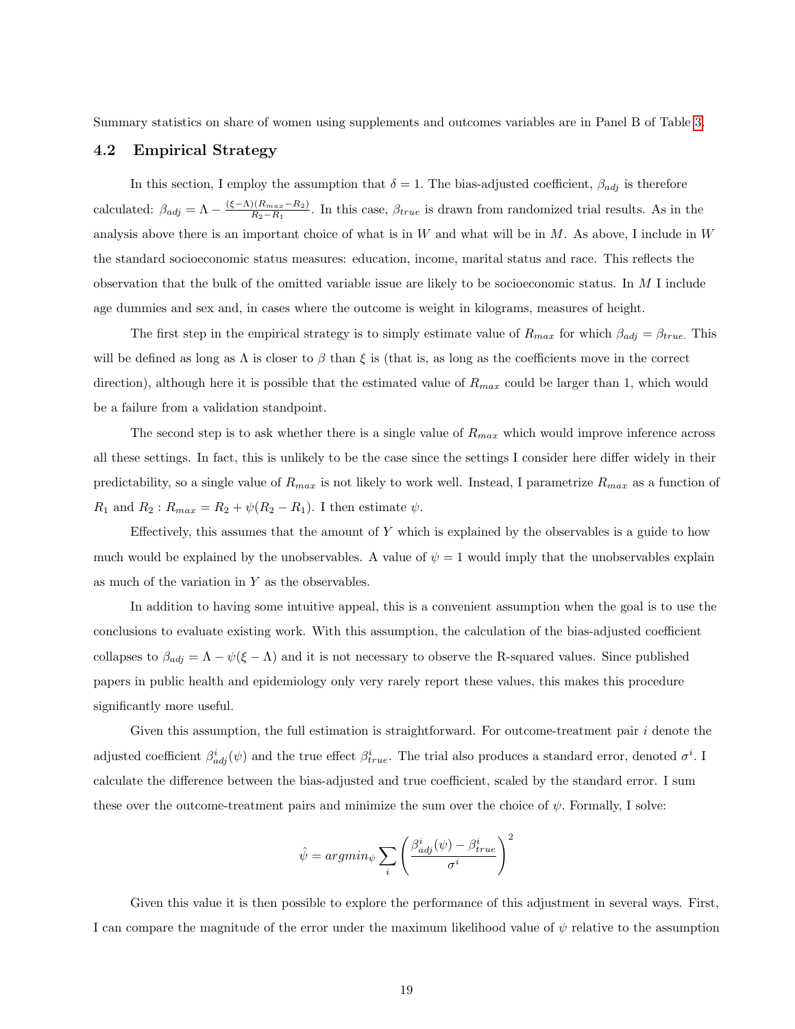Summary statistics on share of women using supplements and outcomes variables are in Panel B of Table 3.

## 4.2 Empirical Strategy

In this section, I employ the assumption that $\delta = 1$. The bias-adjusted coefficient, $\beta_{adj}$ is therefore calculated: $\beta_{adj} = \Lambda - \frac{(\xi - \Lambda)(R_{max} - R_2)}{R_2 - R_1}$. In this case, $\beta_{true}$ is drawn from randomized trial results. As in the analysis above there is an important choice of what is in $W$ and what will be in $M$. As above, I include in $W$ the standard socioeconomic status measures: education, income, marital status and race. This reflects the observation that the bulk of the omitted variable issue are likely to be socioeconomic status. In $M$ I include age dummies and sex and, in cases where the outcome is weight in kilograms, measures of height.

The first step in the empirical strategy is to simply estimate value of $R_{max}$ for which $\beta_{adj} = \beta_{true}$. This will be defined as long as $\Lambda$ is closer to $\beta$ than $\xi$ is (that is, as long as the coefficients move in the correct direction), although here it is possible that the estimated value of $R_{max}$ could be larger than 1, which would be a failure from a validation standpoint.

The second step is to ask whether there is a single value of $R_{max}$ which would improve inference across all these settings. In fact, this is unlikely to be the case since the settings I consider here differ widely in their predictability, so a single value of $R_{max}$ is not likely to work well. Instead, I parametrize $R_{max}$ as a function of $R_1$ and $R_2$ : $R_{max} = R_2 + \psi(R_2 - R_1)$. I then estimate $\psi$.

Effectively, this assumes that the amount of $Y$ which is explained by the observables is a guide to how much would be explained by the unobservables. A value of $\psi = 1$ would imply that the unobservables explain as much of the variation in $Y$ as the observables.

In addition to having some intuitive appeal, this is a convenient assumption when the goal is to use the conclusions to evaluate existing work. With this assumption, the calculation of the bias-adjusted coefficient collapses to $\beta_{adj} = \Lambda - \psi(\xi - \Lambda)$ and it is not necessary to observe the R-squared values. Since published papers in public health and epidemiology only very rarely report these values, this makes this procedure significantly more useful.

Given this assumption, the full estimation is straightforward. For outcome-treatment pair $i$ denote the adjusted coefficient $\beta^i_{adj}(\psi)$ and the true effect $\beta^i_{true}$. The trial also produces a standard error, denoted $\sigma^i$. I calculate the difference between the bias-adjusted and true coefficient, scaled by the standard error. I sum these over the outcome-treatment pairs and minimize the sum over the choice of $\psi$. Formally, I solve:

$$\hat{\psi} = argmin_{\psi} \sum_i \left( \frac{\beta^i_{adj}(\psi) - \beta^i_{true}}{\sigma^i} \right)^2$$

Given this value it is then possible to explore the performance of this adjustment in several ways. First, I can compare the magnitude of the error under the maximum likelihood value of $\psi$ relative to the assumption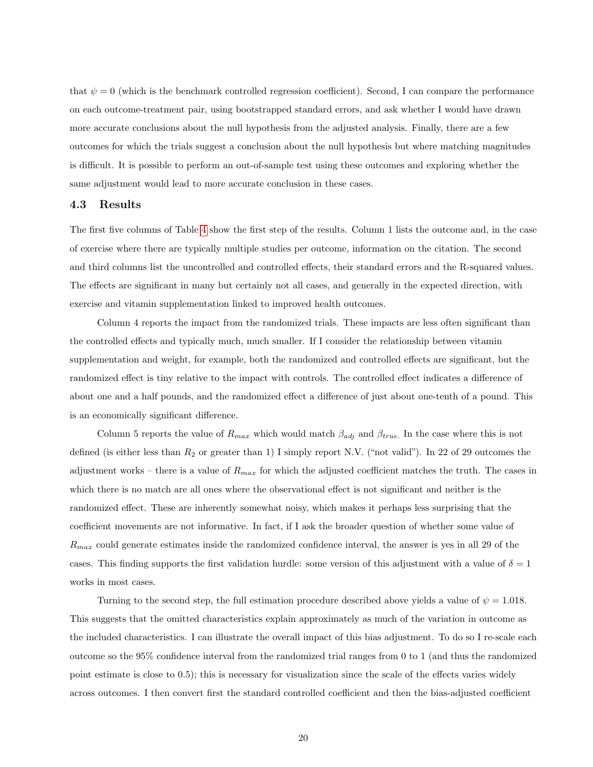that $\psi = 0$ (which is the benchmark controlled regression coefficient). Second, I can compare the performance on each outcome-treatment pair, using bootstrapped standard errors, and ask whether I would have drawn more accurate conclusions about the null hypothesis from the adjusted analysis. Finally, there are a few outcomes for which the trials suggest a conclusion about the null hypothesis but where matching magnitudes is difficult. It is possible to perform an out-of-sample test using these outcomes and exploring whether the same adjustment would lead to more accurate conclusion in these cases.

### 4.3 Results

The first five columns of Table 4 show the first step of the results. Column 1 lists the outcome and, in the case of exercise where there are typically multiple studies per outcome, information on the citation. The second and third columns list the uncontrolled and controlled effects, their standard errors and the R-squared values. The effects are significant in many but certainly not all cases, and generally in the expected direction, with exercise and vitamin supplementation linked to improved health outcomes.

Column 4 reports the impact from the randomized trials. These impacts are less often significant than the controlled effects and typically much, much smaller. If I consider the relationship between vitamin supplementation and weight, for example, both the randomized and controlled effects are significant, but the randomized effect is tiny relative to the impact with controls. The controlled effect indicates a difference of about one and a half pounds, and the randomized effect a difference of just about one-tenth of a pound. This is an economically significant difference.

Column 5 reports the value of $R_{max}$ which would match $\beta_{adj}$ and $\beta_{true.}$ In the case where this is not defined (is either less than $R_2$ or greater than 1) I simply report N.V. ("not valid"). In 22 of 29 outcomes the adjustment works – there is a value of $R_{max}$ for which the adjusted coefficient matches the truth. The cases in which there is no match are all ones where the observational effect is not significant and neither is the randomized effect. These are inherently somewhat noisy, which makes it perhaps less surprising that the coefficient movements are not informative. In fact, if I ask the broader question of whether some value of $R_{max}$ could generate estimates inside the randomized confidence interval, the answer is yes in all 29 of the cases. This finding supports the first validation hurdle: some version of this adjustment with a value of $\delta = 1$ works in most cases.

Turning to the second step, the full estimation procedure described above yields a value of $\psi = 1.018$. This suggests that the omitted characteristics explain approximately as much of the variation in outcome as the included characteristics. I can illustrate the overall impact of this bias adjustment. To do so I re-scale each outcome so the 95% confidence interval from the randomized trial ranges from 0 to 1 (and thus the randomized point estimate is close to 0.5); this is necessary for visualization since the scale of the effects varies widely across outcomes. I then convert first the standard controlled coefficient and then the bias-adjusted coefficient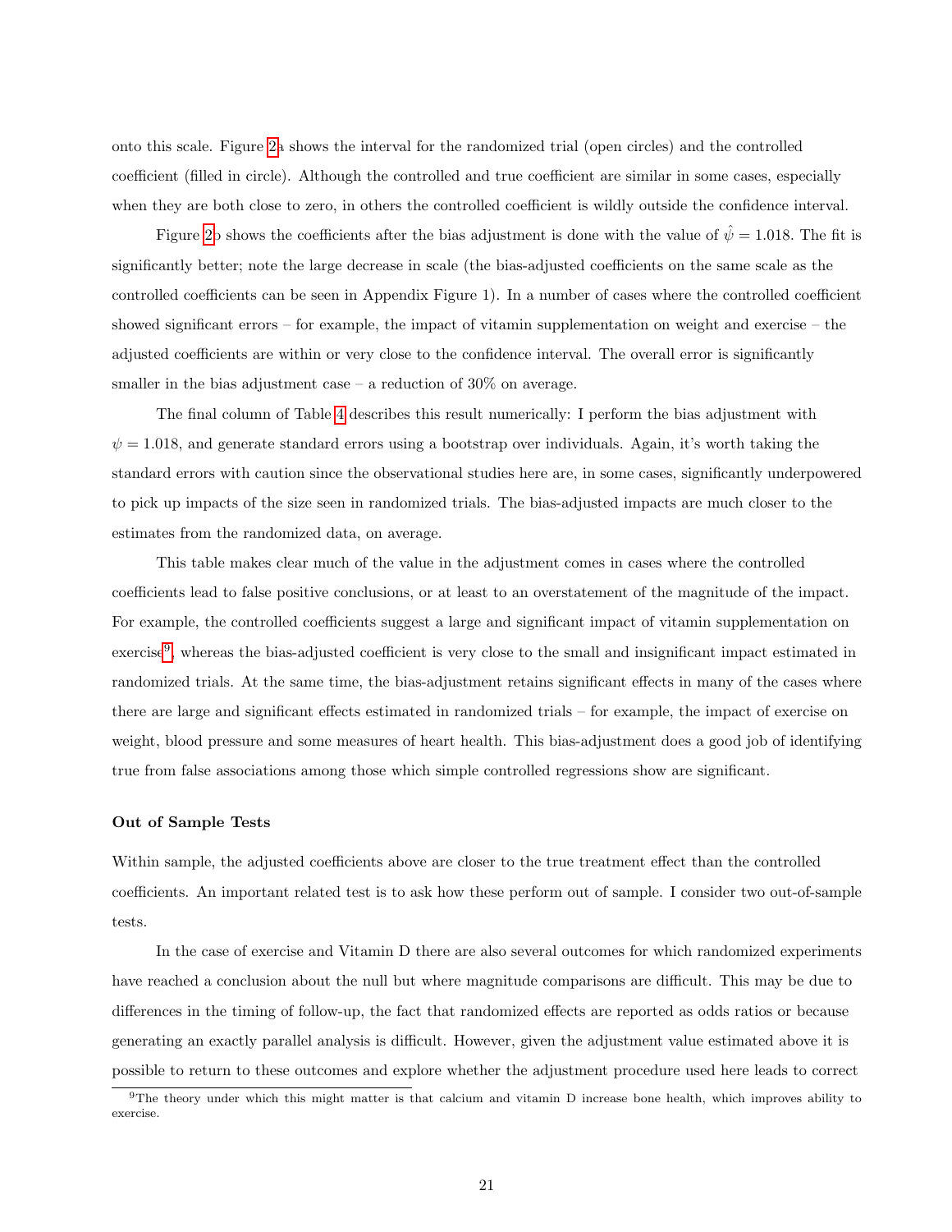onto this scale. Figure 2a shows the interval for the randomized trial (open circles) and the controlled coefficient (filled in circle). Although the controlled and true coefficient are similar in some cases, especially when they are both close to zero, in others the controlled coefficient is wildly outside the confidence interval.

Figure 2b shows the coefficients after the bias adjustment is done with the value of $\hat{\psi} = 1.018$. The fit is significantly better; note the large decrease in scale (the bias-adjusted coefficients on the same scale as the controlled coefficients can be seen in Appendix Figure 1). In a number of cases where the controlled coefficient showed significant errors – for example, the impact of vitamin supplementation on weight and exercise – the adjusted coefficients are within or very close to the confidence interval. The overall error is significantly smaller in the bias adjustment case – a reduction of 30% on average.

The final column of Table 4 describes this result numerically: I perform the bias adjustment with $\psi = 1.018$, and generate standard errors using a bootstrap over individuals. Again, it's worth taking the standard errors with caution since the observational studies here are, in some cases, significantly underpowered to pick up impacts of the size seen in randomized trials. The bias-adjusted impacts are much closer to the estimates from the randomized data, on average.

This table makes clear much of the value in the adjustment comes in cases where the controlled coefficients lead to false positive conclusions, or at least to an overstatement of the magnitude of the impact. For example, the controlled coefficients suggest a large and significant impact of vitamin supplementation on exercise[9], whereas the bias-adjusted coefficient is very close to the small and insignificant impact estimated in randomized trials. At the same time, the bias-adjustment retains significant effects in many of the cases where there are large and significant effects estimated in randomized trials – for example, the impact of exercise on weight, blood pressure and some measures of heart health. This bias-adjustment does a good job of identifying true from false associations among those which simple controlled regressions show are significant.

**Out of Sample Tests**

Within sample, the adjusted coefficients above are closer to the true treatment effect than the controlled coefficients. An important related test is to ask how these perform out of sample. I consider two out-of-sample tests.

In the case of exercise and Vitamin D there are also several outcomes for which randomized experiments have reached a conclusion about the null but where magnitude comparisons are difficult. This may be due to differences in the timing of follow-up, the fact that randomized effects are reported as odds ratios or because generating an exactly parallel analysis is difficult. However, given the adjustment value estimated above it is possible to return to these outcomes and explore whether the adjustment procedure used here leads to correct

[9] The theory under which this might matter is that calcium and vitamin D increase bone health, which improves ability to exercise.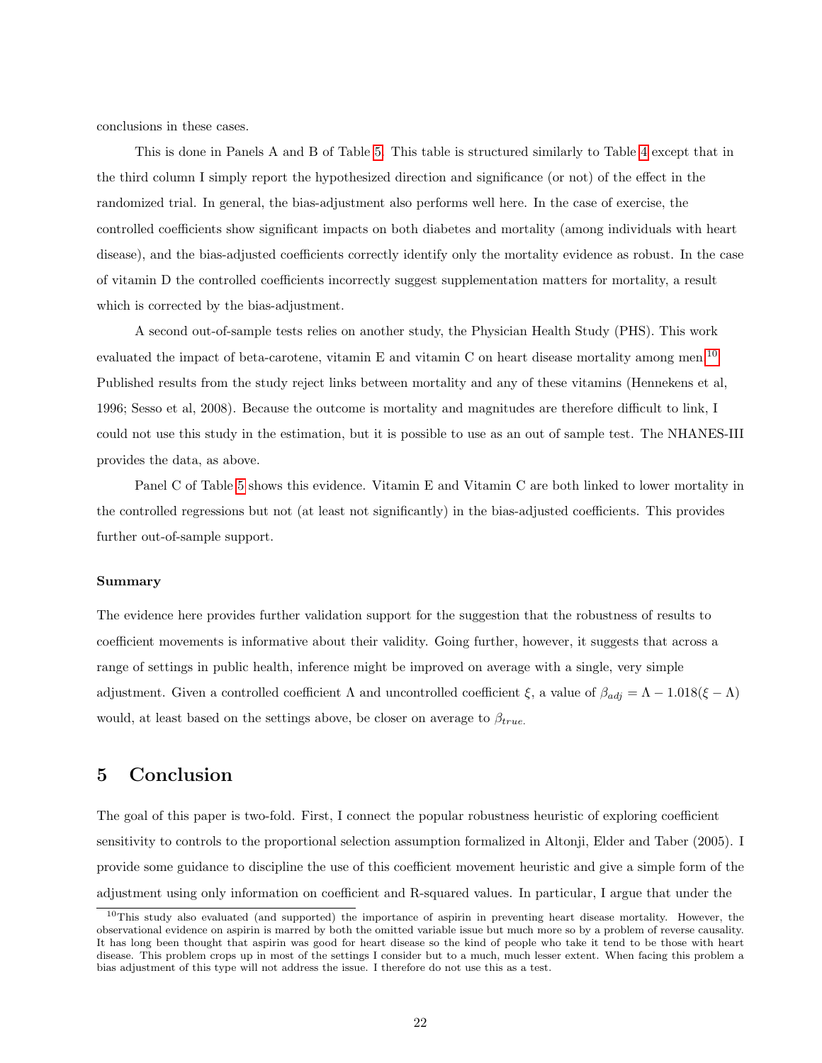conclusions in these cases.

This is done in Panels A and B of Table 5. This table is structured similarly to Table 4 except that in the third column I simply report the hypothesized direction and significance (or not) of the effect in the randomized trial. In general, the bias-adjustment also performs well here. In the case of exercise, the controlled coefficients show significant impacts on both diabetes and mortality (among individuals with heart disease), and the bias-adjusted coefficients correctly identify only the mortality evidence as robust. In the case of vitamin D the controlled coefficients incorrectly suggest supplementation matters for mortality, a result which is corrected by the bias-adjustment.

A second out-of-sample tests relies on another study, the Physician Health Study (PHS). This work evaluated the impact of beta-carotene, vitamin E and vitamin C on heart disease mortality among men.[10] Published results from the study reject links between mortality and any of these vitamins (Hennekens et al, 1996; Sesso et al, 2008). Because the outcome is mortality and magnitudes are therefore difficult to link, I could not use this study in the estimation, but it is possible to use as an out of sample test. The NHANES-III provides the data, as above.

Panel C of Table 5 shows this evidence. Vitamin E and Vitamin C are both linked to lower mortality in the controlled regressions but not (at least not significantly) in the bias-adjusted coefficients. This provides further out-of-sample support.

#### Summary

The evidence here provides further validation support for the suggestion that the robustness of results to coefficient movements is informative about their validity. Going further, however, it suggests that across a range of settings in public health, inference might be improved on average with a single, very simple adjustment. Given a controlled coefficient $\Lambda$ and uncontrolled coefficient $\xi$, a value of $\beta_{adj} = \Lambda - 1.018(\xi - \Lambda)$ would, at least based on the settings above, be closer on average to $\beta_{true.}$

# 5 Conclusion

The goal of this paper is two-fold. First, I connect the popular robustness heuristic of exploring coefficient sensitivity to controls to the proportional selection assumption formalized in Altonji, Elder and Taber (2005). I provide some guidance to discipline the use of this coefficient movement heuristic and give a simple form of the adjustment using only information on coefficient and R-squared values. In particular, I argue that under the

[10] This study also evaluated (and supported) the importance of aspirin in preventing heart disease mortality. However, the observational evidence on aspirin is marred by both the omitted variable issue but much more so by a problem of reverse causality. It has long been thought that aspirin was good for heart disease so the kind of people who take it tend to be those with heart disease. This problem crops up in most of the settings I consider but to a much, much lesser extent. When facing this problem a bias adjustment of this type will not address the issue. I therefore do not use this as a test.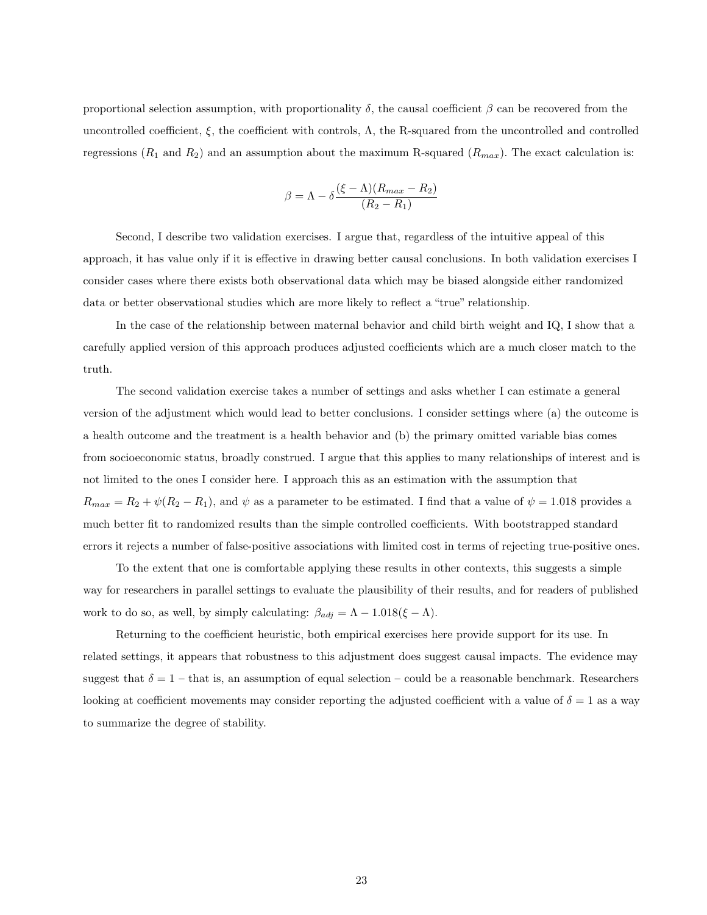proportional selection assumption, with proportionality $\delta$, the causal coefficient $\beta$ can be recovered from the uncontrolled coefficient, $\xi$, the coefficient with controls, $\Lambda$, the R-squared from the uncontrolled and controlled regressions ($R_1$ and $R_2$) and an assumption about the maximum R-squared ($R_{max}$). The exact calculation is:

$$\beta = \Lambda - \delta\frac{(\xi - \Lambda)(R_{max} - R_2)}{(R_2 - R_1)}$$

Second, I describe two validation exercises. I argue that, regardless of the intuitive appeal of this approach, it has value only if it is effective in drawing better causal conclusions. In both validation exercises I consider cases where there exists both observational data which may be biased alongside either randomized data or better observational studies which are more likely to reflect a "true" relationship.

In the case of the relationship between maternal behavior and child birth weight and IQ, I show that a carefully applied version of this approach produces adjusted coefficients which are a much closer match to the truth.

The second validation exercise takes a number of settings and asks whether I can estimate a general version of the adjustment which would lead to better conclusions. I consider settings where (a) the outcome is a health outcome and the treatment is a health behavior and (b) the primary omitted variable bias comes from socioeconomic status, broadly construed. I argue that this applies to many relationships of interest and is not limited to the ones I consider here. I approach this as an estimation with the assumption that $R_{max} = R_2 + \psi(R_2 - R_1)$, and $\psi$ as a parameter to be estimated. I find that a value of $\psi = 1.018$ provides a much better fit to randomized results than the simple controlled coefficients. With bootstrapped standard errors it rejects a number of false-positive associations with limited cost in terms of rejecting true-positive ones.

To the extent that one is comfortable applying these results in other contexts, this suggests a simple way for researchers in parallel settings to evaluate the plausibility of their results, and for readers of published work to do so, as well, by simply calculating: $\beta_{adj} = \Lambda - 1.018(\xi - \Lambda)$.

Returning to the coefficient heuristic, both empirical exercises here provide support for its use. In related settings, it appears that robustness to this adjustment does suggest causal impacts. The evidence may suggest that $\delta = 1$ – that is, an assumption of equal selection – could be a reasonable benchmark. Researchers looking at coefficient movements may consider reporting the adjusted coefficient with a value of $\delta = 1$ as a way to summarize the degree of stability.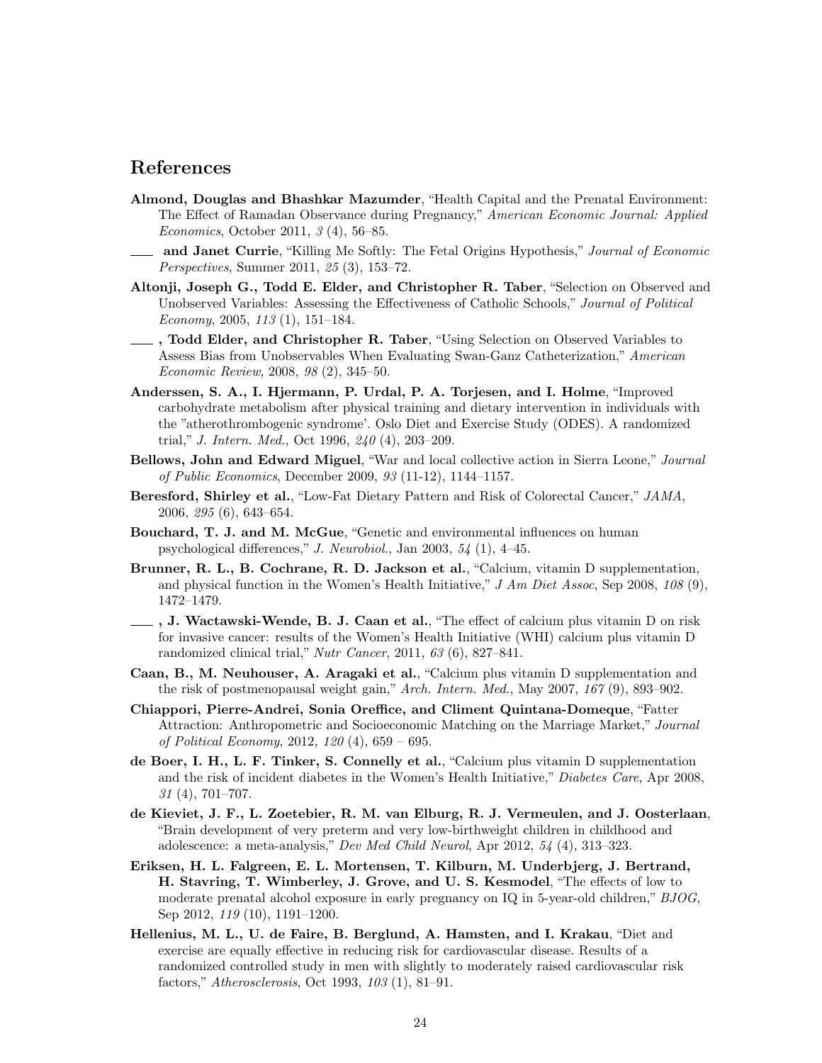## References

**Almond, Douglas and Bhashkar Mazumder**, "Health Capital and the Prenatal Environment: The Effect of Ramadan Observance during Pregnancy," *American Economic Journal: Applied Economics*, October 2011, *3* (4), 56–85.

___ **and Janet Currie**, "Killing Me Softly: The Fetal Origins Hypothesis," *Journal of Economic Perspectives*, Summer 2011, *25* (3), 153–72.

**Altonji, Joseph G., Todd E. Elder, and Christopher R. Taber**, "Selection on Observed and Unobserved Variables: Assessing the Effectiveness of Catholic Schools," *Journal of Political Economy*, 2005, *113* (1), 151–184.

___ **, Todd Elder, and Christopher R. Taber**, "Using Selection on Observed Variables to Assess Bias from Unobservables When Evaluating Swan-Ganz Catheterization," *American Economic Review*, 2008, *98* (2), 345–50.

**Anderssen, S. A., I. Hjermann, P. Urdal, P. A. Torjesen, and I. Holme**, "Improved carbohydrate metabolism after physical training and dietary intervention in individuals with the "atherothrombogenic syndrome'. Oslo Diet and Exercise Study (ODES). A randomized trial," *J. Intern. Med.*, Oct 1996, *240* (4), 203–209.

**Bellows, John and Edward Miguel**, "War and local collective action in Sierra Leone," *Journal of Public Economics*, December 2009, *93* (11-12), 1144–1157.

**Beresford, Shirley et al.**, "Low-Fat Dietary Pattern and Risk of Colorectal Cancer," *JAMA*, 2006, *295* (6), 643–654.

**Bouchard, T. J. and M. McGue**, "Genetic and environmental influences on human psychological differences," *J. Neurobiol.*, Jan 2003, *54* (1), 4–45.

**Brunner, R. L., B. Cochrane, R. D. Jackson et al.**, "Calcium, vitamin D supplementation, and physical function in the Women's Health Initiative," *J Am Diet Assoc*, Sep 2008, *108* (9), 1472–1479.

___ **, J. Wactawski-Wende, B. J. Caan et al.**, "The effect of calcium plus vitamin D on risk for invasive cancer: results of the Women's Health Initiative (WHI) calcium plus vitamin D randomized clinical trial," *Nutr Cancer*, 2011, *63* (6), 827–841.

**Caan, B., M. Neuhouser, A. Aragaki et al.**, "Calcium plus vitamin D supplementation and the risk of postmenopausal weight gain," *Arch. Intern. Med.*, May 2007, *167* (9), 893–902.

**Chiappori, Pierre-Andrei, Sonia Oreffice, and Climent Quintana-Domeque**, "Fatter Attraction: Anthropometric and Socioeconomic Matching on the Marriage Market," *Journal of Political Economy*, 2012, *120* (4), 659 – 695.

**de Boer, I. H., L. F. Tinker, S. Connelly et al.**, "Calcium plus vitamin D supplementation and the risk of incident diabetes in the Women's Health Initiative," *Diabetes Care*, Apr 2008, *31* (4), 701–707.

**de Kieviet, J. F., L. Zoetebier, R. M. van Elburg, R. J. Vermeulen, and J. Oosterlaan**, "Brain development of very preterm and very low-birthweight children in childhood and adolescence: a meta-analysis," *Dev Med Child Neurol*, Apr 2012, *54* (4), 313–323.

**Eriksen, H. L. Falgreen, E. L. Mortensen, T. Kilburn, M. Underbjerg, J. Bertrand, H. Stavring, T. Wimberley, J. Grove, and U. S. Kesmodel**, "The effects of low to moderate prenatal alcohol exposure in early pregnancy on IQ in 5-year-old children," *BJOG*, Sep 2012, *119* (10), 1191–1200.

**Hellenius, M. L., U. de Faire, B. Berglund, A. Hamsten, and I. Krakau**, "Diet and exercise are equally effective in reducing risk for cardiovascular disease. Results of a randomized controlled study in men with slightly to moderately raised cardiovascular risk factors," *Atherosclerosis*, Oct 1993, *103* (1), 81–91.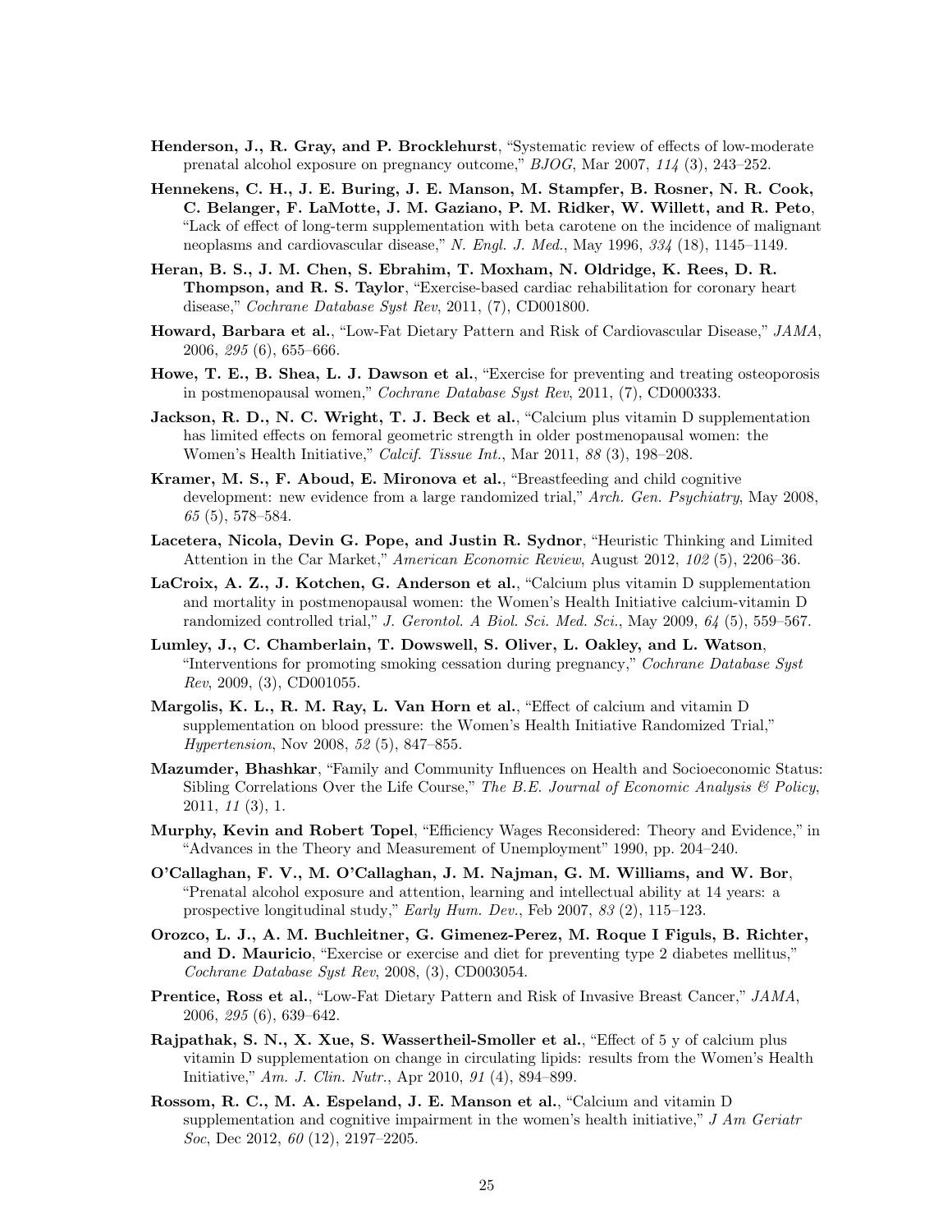**Henderson, J., R. Gray, and P. Brocklehurst**, "Systematic review of effects of low-moderate prenatal alcohol exposure on pregnancy outcome," *BJOG*, Mar 2007, *114* (3), 243–252.

**Hennekens, C. H., J. E. Buring, J. E. Manson, M. Stampfer, B. Rosner, N. R. Cook, C. Belanger, F. LaMotte, J. M. Gaziano, P. M. Ridker, W. Willett, and R. Peto**, "Lack of effect of long-term supplementation with beta carotene on the incidence of malignant neoplasms and cardiovascular disease," *N. Engl. J. Med.*, May 1996, *334* (18), 1145–1149.

**Heran, B. S., J. M. Chen, S. Ebrahim, T. Moxham, N. Oldridge, K. Rees, D. R. Thompson, and R. S. Taylor**, "Exercise-based cardiac rehabilitation for coronary heart disease," *Cochrane Database Syst Rev*, 2011, (7), CD001800.

**Howard, Barbara et al.**, "Low-Fat Dietary Pattern and Risk of Cardiovascular Disease," *JAMA*, 2006, *295* (6), 655–666.

**Howe, T. E., B. Shea, L. J. Dawson et al.**, "Exercise for preventing and treating osteoporosis in postmenopausal women," *Cochrane Database Syst Rev*, 2011, (7), CD000333.

**Jackson, R. D., N. C. Wright, T. J. Beck et al.**, "Calcium plus vitamin D supplementation has limited effects on femoral geometric strength in older postmenopausal women: the Women's Health Initiative," *Calcif. Tissue Int.*, Mar 2011, *88* (3), 198–208.

**Kramer, M. S., F. Aboud, E. Mironova et al.**, "Breastfeeding and child cognitive development: new evidence from a large randomized trial," *Arch. Gen. Psychiatry*, May 2008, *65* (5), 578–584.

**Lacetera, Nicola, Devin G. Pope, and Justin R. Sydnor**, "Heuristic Thinking and Limited Attention in the Car Market," *American Economic Review*, August 2012, *102* (5), 2206–36.

**LaCroix, A. Z., J. Kotchen, G. Anderson et al.**, "Calcium plus vitamin D supplementation and mortality in postmenopausal women: the Women's Health Initiative calcium-vitamin D randomized controlled trial," *J. Gerontol. A Biol. Sci. Med. Sci.*, May 2009, *64* (5), 559–567.

**Lumley, J., C. Chamberlain, T. Dowswell, S. Oliver, L. Oakley, and L. Watson**, "Interventions for promoting smoking cessation during pregnancy," *Cochrane Database Syst Rev*, 2009, (3), CD001055.

**Margolis, K. L., R. M. Ray, L. Van Horn et al.**, "Effect of calcium and vitamin D supplementation on blood pressure: the Women's Health Initiative Randomized Trial," *Hypertension*, Nov 2008, *52* (5), 847–855.

**Mazumder, Bhashkar**, "Family and Community Influences on Health and Socioeconomic Status: Sibling Correlations Over the Life Course," *The B.E. Journal of Economic Analysis & Policy*, 2011, *11* (3), 1.

**Murphy, Kevin and Robert Topel**, "Efficiency Wages Reconsidered: Theory and Evidence," in "Advances in the Theory and Measurement of Unemployment" 1990, pp. 204–240.

**O'Callaghan, F. V., M. O'Callaghan, J. M. Najman, G. M. Williams, and W. Bor**, "Prenatal alcohol exposure and attention, learning and intellectual ability at 14 years: a prospective longitudinal study," *Early Hum. Dev.*, Feb 2007, *83* (2), 115–123.

**Orozco, L. J., A. M. Buchleitner, G. Gimenez-Perez, M. Roque I Figuls, B. Richter, and D. Mauricio**, "Exercise or exercise and diet for preventing type 2 diabetes mellitus," *Cochrane Database Syst Rev*, 2008, (3), CD003054.

**Prentice, Ross et al.**, "Low-Fat Dietary Pattern and Risk of Invasive Breast Cancer," *JAMA*, 2006, *295* (6), 639–642.

**Rajpathak, S. N., X. Xue, S. Wassertheil-Smoller et al.**, "Effect of 5 y of calcium plus vitamin D supplementation on change in circulating lipids: results from the Women's Health Initiative," *Am. J. Clin. Nutr.*, Apr 2010, *91* (4), 894–899.

**Rossom, R. C., M. A. Espeland, J. E. Manson et al.**, "Calcium and vitamin D supplementation and cognitive impairment in the women's health initiative," *J Am Geriatr Soc*, Dec 2012, *60* (12), 2197–2205.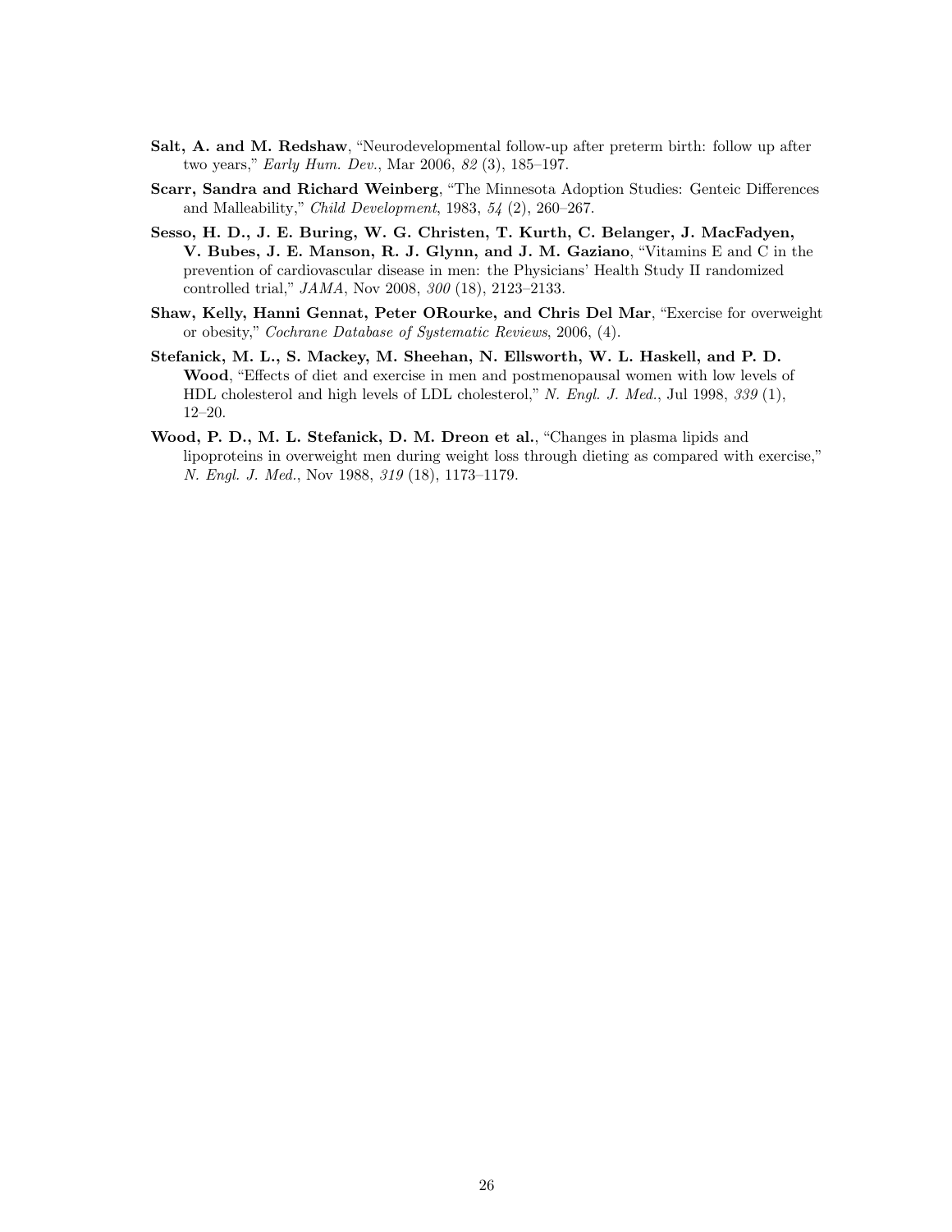**Salt, A. and M. Redshaw**, "Neurodevelopmental follow-up after preterm birth: follow up after two years," *Early Hum. Dev.*, Mar 2006, *82* (3), 185–197.

**Scarr, Sandra and Richard Weinberg**, "The Minnesota Adoption Studies: Genteic Differences and Malleability," *Child Development*, 1983, *54* (2), 260–267.

**Sesso, H. D., J. E. Buring, W. G. Christen, T. Kurth, C. Belanger, J. MacFadyen, V. Bubes, J. E. Manson, R. J. Glynn, and J. M. Gaziano**, "Vitamins E and C in the prevention of cardiovascular disease in men: the Physicians' Health Study II randomized controlled trial," *JAMA*, Nov 2008, *300* (18), 2123–2133.

**Shaw, Kelly, Hanni Gennat, Peter ORourke, and Chris Del Mar**, "Exercise for overweight or obesity," *Cochrane Database of Systematic Reviews*, 2006, (4).

**Stefanick, M. L., S. Mackey, M. Sheehan, N. Ellsworth, W. L. Haskell, and P. D. Wood**, "Effects of diet and exercise in men and postmenopausal women with low levels of HDL cholesterol and high levels of LDL cholesterol," *N. Engl. J. Med.*, Jul 1998, *339* (1), 12–20.

**Wood, P. D., M. L. Stefanick, D. M. Dreon et al.**, "Changes in plasma lipids and lipoproteins in overweight men during weight loss through dieting as compared with exercise," *N. Engl. J. Med.*, Nov 1988, *319* (18), 1173–1179.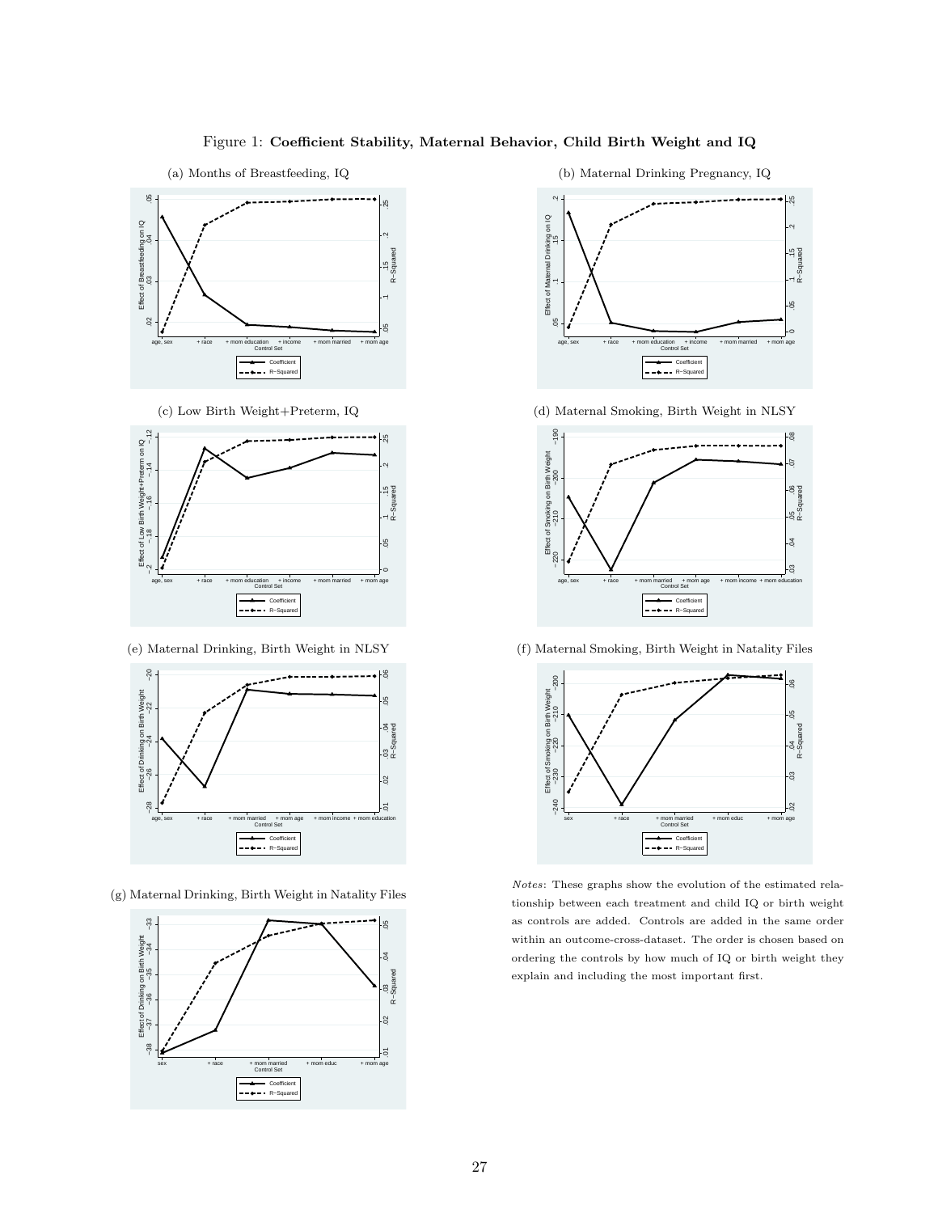Figure 1: **Coefficient Stability, Maternal Behavior, Child Birth Weight and IQ**

(a) Months of Breastfeeding, IQ

(b) Maternal Drinking Pregnancy, IQ

(c) Low Birth Weight+Preterm, IQ

(d) Maternal Smoking, Birth Weight in NLSY

(e) Maternal Drinking, Birth Weight in NLSY

(f) Maternal Smoking, Birth Weight in Natality Files

(g) Maternal Drinking, Birth Weight in Natality Files

*Notes*: These graphs show the evolution of the estimated relationship between each treatment and child IQ or birth weight as controls are added. Controls are added in the same order within an outcome-cross-dataset. The order is chosen based on ordering the controls by how much of IQ or birth weight they explain and including the most important first.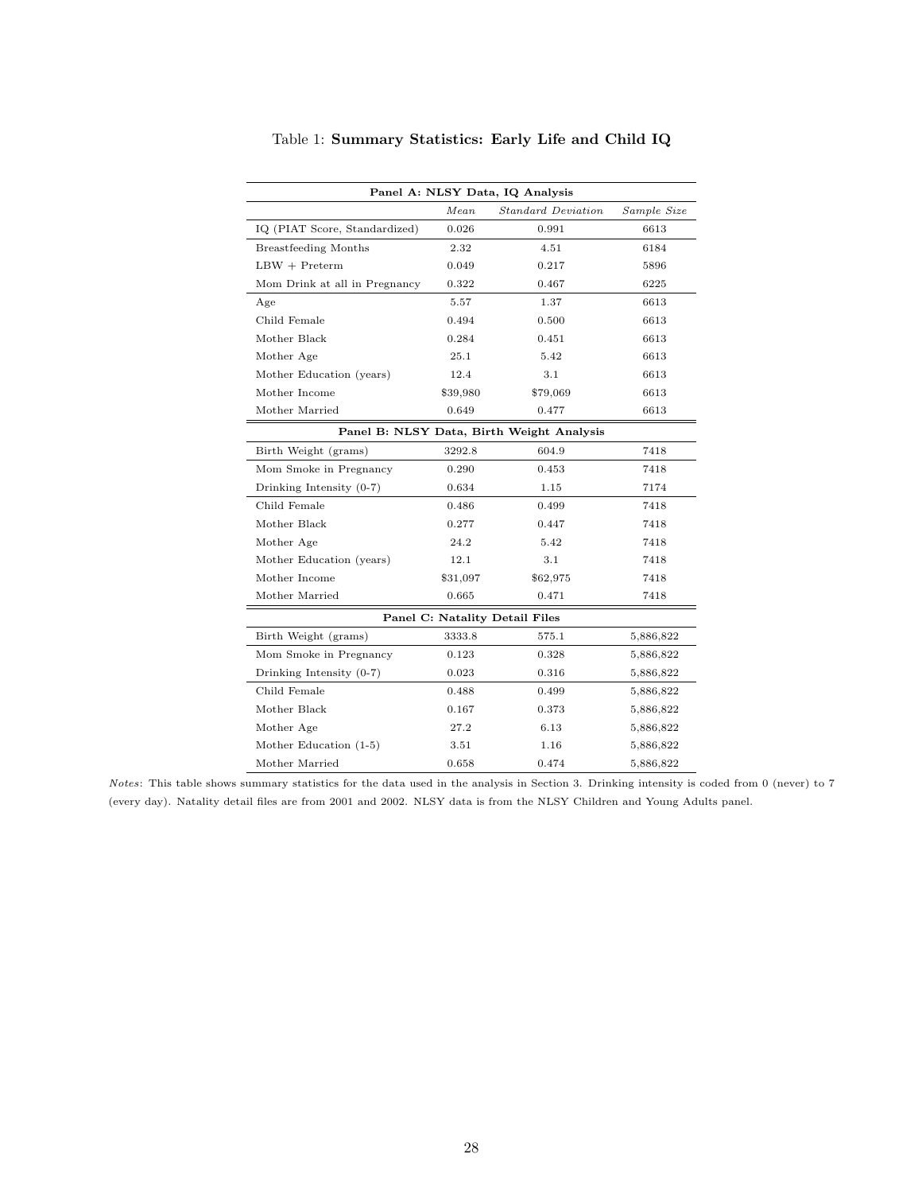Table 1: **Summary Statistics: Early Life and Child IQ**

| | *Mean* | *Standard Deviation* | *Sample Size* |
|---|---|---|---|
| **Panel A: NLSY Data, IQ Analysis** | | | |
| IQ (PIAT Score, Standardized) | 0.026 | 0.991 | 6613 |
| Breastfeeding Months | 2.32 | 4.51 | 6184 |
| LBW + Preterm | 0.049 | 0.217 | 5896 |
| Mom Drink at all in Pregnancy | 0.322 | 0.467 | 6225 |
| Age | 5.57 | 1.37 | 6613 |
| Child Female | 0.494 | 0.500 | 6613 |
| Mother Black | 0.284 | 0.451 | 6613 |
| Mother Age | 25.1 | 5.42 | 6613 |
| Mother Education (years) | 12.4 | 3.1 | 6613 |
| Mother Income | $39,980 | $79,069 | 6613 |
| Mother Married | 0.649 | 0.477 | 6613 |
| **Panel B: NLSY Data, Birth Weight Analysis** | | | |
| Birth Weight (grams) | 3292.8 | 604.9 | 7418 |
| Mom Smoke in Pregnancy | 0.290 | 0.453 | 7418 |
| Drinking Intensity (0-7) | 0.634 | 1.15 | 7174 |
| Child Female | 0.486 | 0.499 | 7418 |
| Mother Black | 0.277 | 0.447 | 7418 |
| Mother Age | 24.2 | 5.42 | 7418 |
| Mother Education (years) | 12.1 | 3.1 | 7418 |
| Mother Income | $31,097 | $62,975 | 7418 |
| Mother Married | 0.665 | 0.471 | 7418 |
| **Panel C: Natality Detail Files** | | | |
| Birth Weight (grams) | 3333.8 | 575.1 | 5,886,822 |
| Mom Smoke in Pregnancy | 0.123 | 0.328 | 5,886,822 |
| Drinking Intensity (0-7) | 0.023 | 0.316 | 5,886,822 |
| Child Female | 0.488 | 0.499 | 5,886,822 |
| Mother Black | 0.167 | 0.373 | 5,886,822 |
| Mother Age | 27.2 | 6.13 | 5,886,822 |
| Mother Education (1-5) | 3.51 | 1.16 | 5,886,822 |
| Mother Married | 0.658 | 0.474 | 5,886,822 |

*Notes*: This table shows summary statistics for the data used in the analysis in Section 3. Drinking intensity is coded from 0 (never) to 7 (every day). Natality detail files are from 2001 and 2002. NLSY data is from the NLSY Children and Young Adults panel.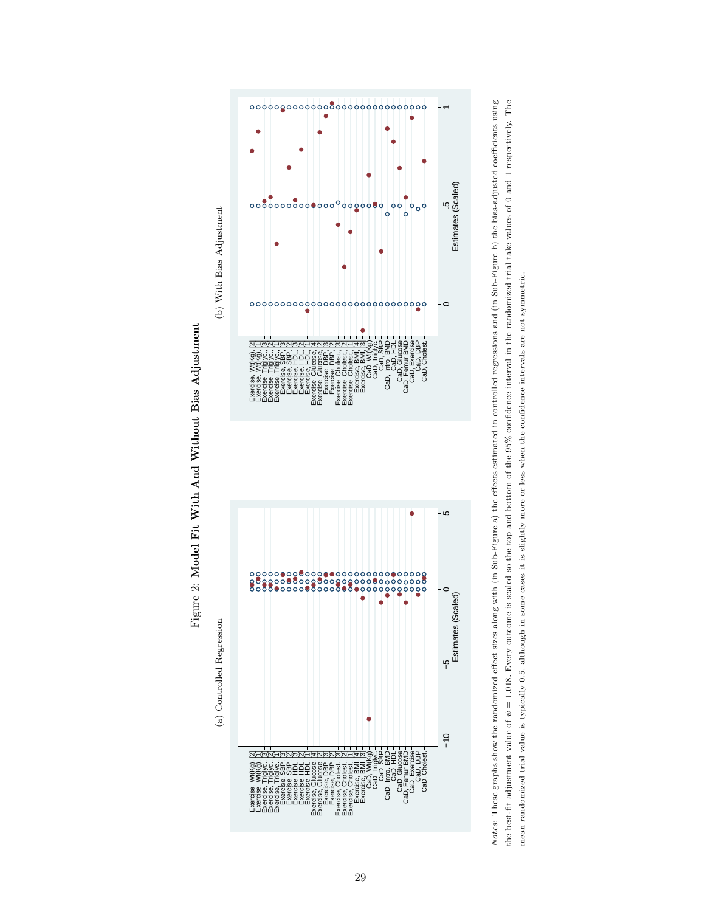Figure 2: **Model Fit With And Without Bias Adjustment**

(a) Controlled Regression

(b) With Bias Adjustment

*Notes*: These graphs show the randomized effect sizes along with (in Sub-Figure a) the effects estimated in controlled regressions and (in Sub-Figure b) the bias-adjusted coefficients using the best-fit adjustment value of $\psi = 1.018$. Every outcome is scaled so the top and bottom of the 95% confidence interval in the randomized trial take values of 0 and 1 respectively. The mean randomized trial value is typically 0.5, although in some cases it is slightly more or less when the confidence intervals are not symmetric.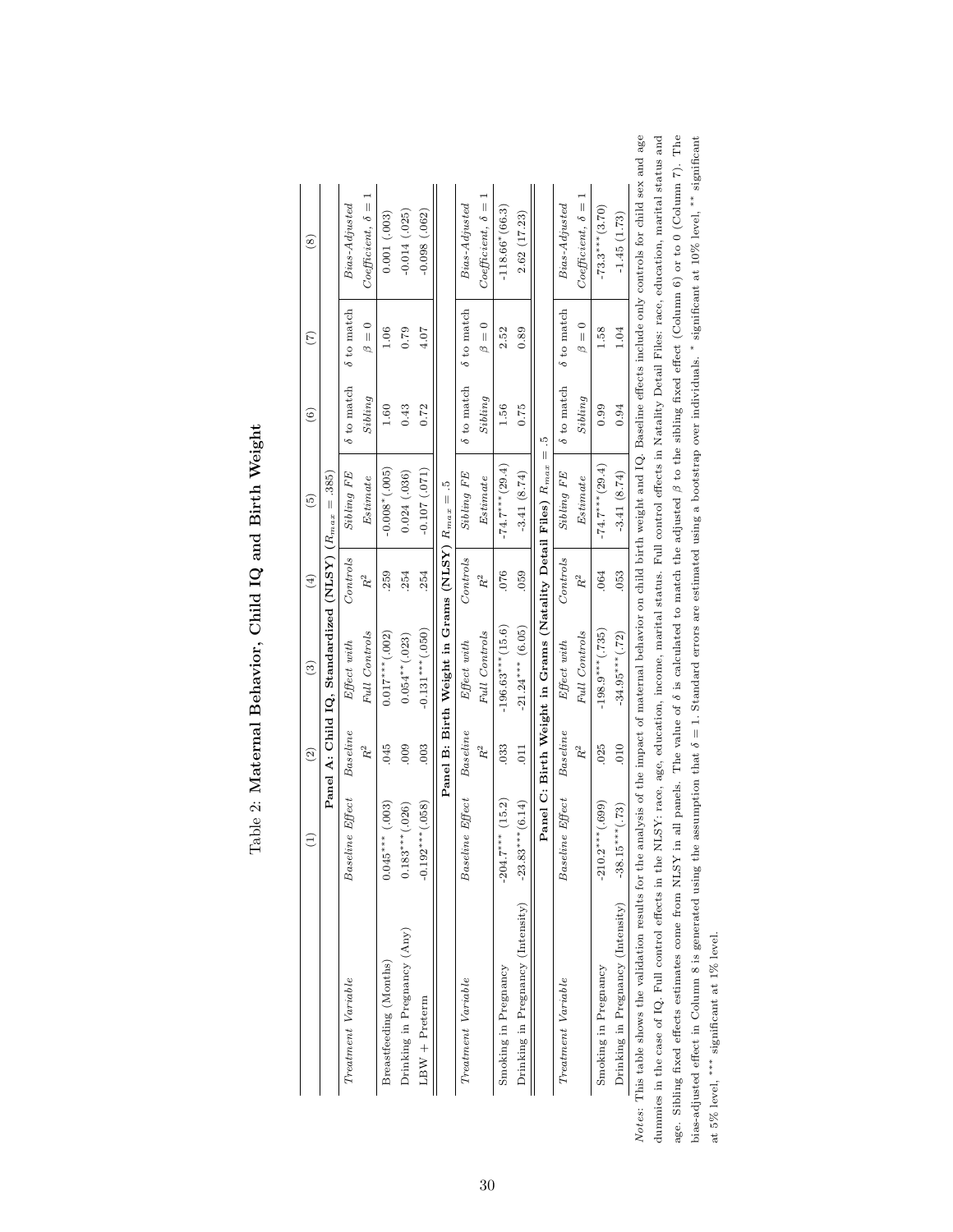Table 2: **Maternal Behavior, Child IQ and Birth Weight**

| (1) | | (2) | (3) | (4) | (5) | (6) | (7) | (8) |
|---|---|---|---|---|---|---|---|---|
| **Panel A: Child IQ, Standardized (NLSY) ($R_{max} = .385$)** | | | | | | | | |
| *Treatment Variable* | *Baseline Effect* | *Baseline* $R^2$ | *Effect with Full Controls* | *Controls* $R^2$ | *Sibling FE Estimate* | $\delta$ to match *Sibling* | $\delta$ to match $\beta = 0$ | *Bias-Adjusted Coefficient*, $\delta = 1$ |
| Breastfeeding (Months) | 0.045*** (.003) | .045 | 0.017*** (.002) | .259 | -0.008* (.005) | 1.60 | 1.06 | 0.001 (.003) |
| Drinking in Pregnancy (Any) | 0.183*** (.026) | .009 | 0.054** (.023) | .254 | 0.024 (.036) | 0.43 | 0.79 | -0.014 (.025) |
| LBW + Preterm | -0.192*** (.058) | .003 | -0.131*** (.050) | .254 | -0.107 (.071) | 0.72 | 4.07 | -0.098 (.062) |
| **Panel B: Birth Weight in Grams (NLSY) $R_{max} = .5$** | | | | | | | | |
| *Treatment Variable* | *Baseline Effect* | *Baseline* $R^2$ | *Effect with Full Controls* | *Controls* $R^2$ | *Sibling FE Estimate* | $\delta$ to match *Sibling* | $\delta$ to match $\beta = 0$ | *Bias-Adjusted Coefficient*, $\delta = 1$ |
| Smoking in Pregnancy | -204.7*** (15.2) | .033 | -196.63*** (15.6) | .076 | -74.7*** (29.4) | 1.56 | 2.52 | -118.66* (66.3) |
| Drinking in Pregnancy (Intensity) | -23.83*** (6.14) | .011 | -21.24*** (6.05) | .059 | -3.41 (8.74) | 0.75 | 0.89 | 2.62 (17.23) |
| **Panel C: Birth Weight in Grams (Natality Detail Files) $R_{max} = .5$** | | | | | | | | |
| *Treatment Variable* | *Baseline Effect* | *Baseline* $R^2$ | *Effect with Full Controls* | *Controls* $R^2$ | *Sibling FE Estimate* | $\delta$ to match *Sibling* | $\delta$ to match $\beta = 0$ | *Bias-Adjusted Coefficient*, $\delta = 1$ |
| Smoking in Pregnancy | -210.2*** (.699) | .025 | -198.9*** (.735) | .064 | -74.7*** (29.4) | 0.99 | 1.58 | -73.3*** (3.70) |
| Drinking in Pregnancy (Intensity) | -38.15*** (.73) | .010 | -34.95*** (.72) | .053 | -3.41 (8.74) | 0.94 | 1.04 | -1.45 (1.73) |

*Notes*: This table shows the validation results for the analysis of the impact of maternal behavior on child birth weight and IQ. Baseline effects include only controls for child sex and age dummies in the case of IQ. Full control effects in the NLSY: race, age, education, income, marital status. Full control effects in Natality Detail Files: race, education, marital status and age. Sibling fixed effects estimates come from NLSY in all panels. The value of $\delta$ is calculated to match the adjusted $\beta$ to the sibling fixed effect (Column 6) or to 0 (Column 7). The bias-adjusted effect in Column 8 is generated using the assumption that $\delta = 1$. Standard errors are estimated using a bootstrap over individuals. * significant at 10% level, ** significant at 5% level, *** significant at 1% level.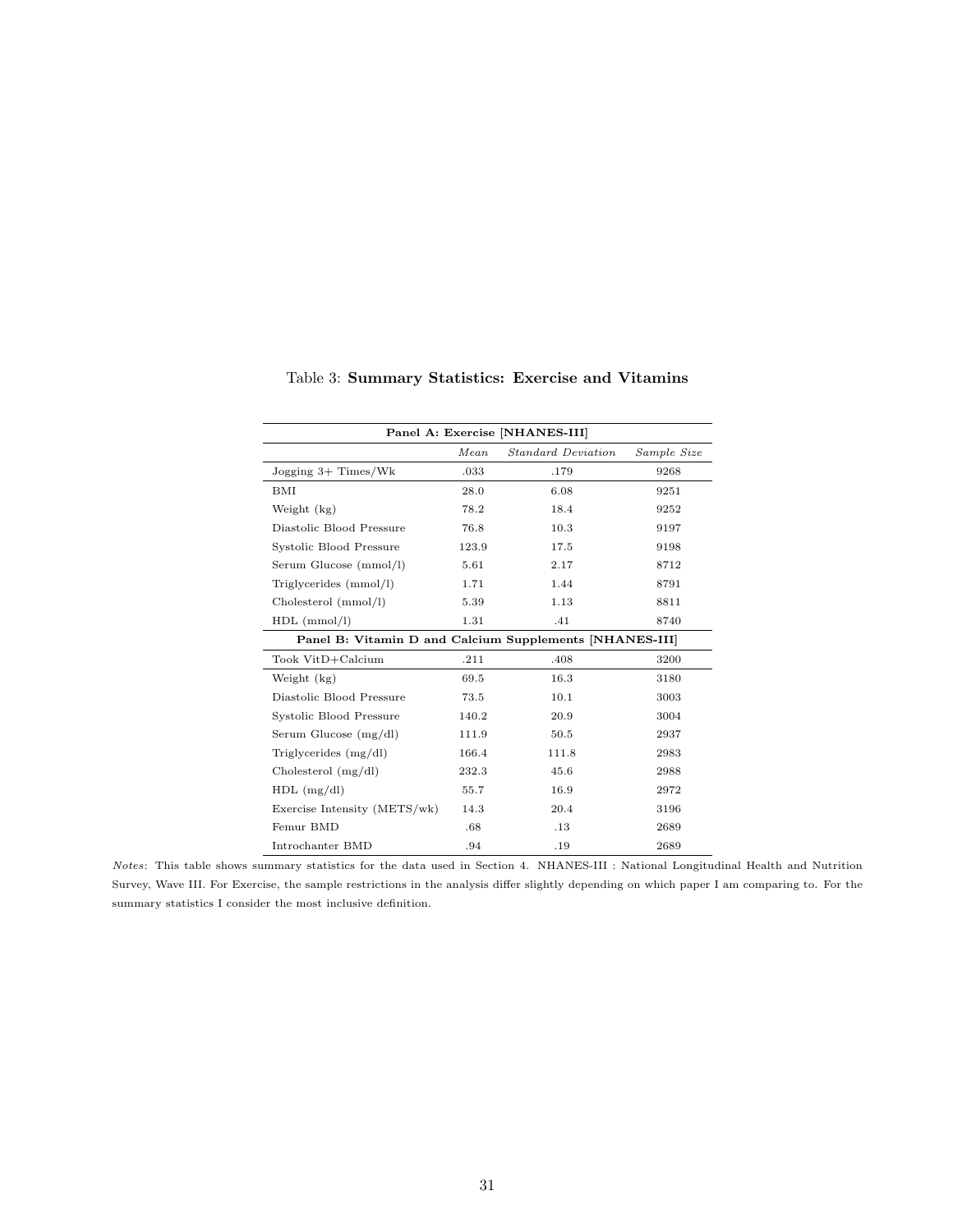Table 3: **Summary Statistics: Exercise and Vitamins**

| **Panel A: Exercise [NHANES-III]** | | | |
|---|---|---|---|
| | *Mean* | *Standard Deviation* | *Sample Size* |
| Jogging 3+ Times/Wk | .033 | .179 | 9268 |
| BMI | 28.0 | 6.08 | 9251 |
| Weight (kg) | 78.2 | 18.4 | 9252 |
| Diastolic Blood Pressure | 76.8 | 10.3 | 9197 |
| Systolic Blood Pressure | 123.9 | 17.5 | 9198 |
| Serum Glucose (mmol/l) | 5.61 | 2.17 | 8712 |
| Triglycerides (mmol/l) | 1.71 | 1.44 | 8791 |
| Cholesterol (mmol/l) | 5.39 | 1.13 | 8811 |
| HDL (mmol/l) | 1.31 | .41 | 8740 |
| **Panel B: Vitamin D and Calcium Supplements [NHANES-III]** | | | |
| Took VitD+Calcium | .211 | .408 | 3200 |
| Weight (kg) | 69.5 | 16.3 | 3180 |
| Diastolic Blood Pressure | 73.5 | 10.1 | 3003 |
| Systolic Blood Pressure | 140.2 | 20.9 | 3004 |
| Serum Glucose (mg/dl) | 111.9 | 50.5 | 2937 |
| Triglycerides (mg/dl) | 166.4 | 111.8 | 2983 |
| Cholesterol (mg/dl) | 232.3 | 45.6 | 2988 |
| HDL (mg/dl) | 55.7 | 16.9 | 2972 |
| Exercise Intensity (METS/wk) | 14.3 | 20.4 | 3196 |
| Femur BMD | .68 | .13 | 2689 |
| Introchanter BMD | .94 | .19 | 2689 |

*Notes*: This table shows summary statistics for the data used in Section 4. NHANES-III : National Longitudinal Health and Nutrition Survey, Wave III. For Exercise, the sample restrictions in the analysis differ slightly depending on which paper I am comparing to. For the summary statistics I consider the most inclusive definition.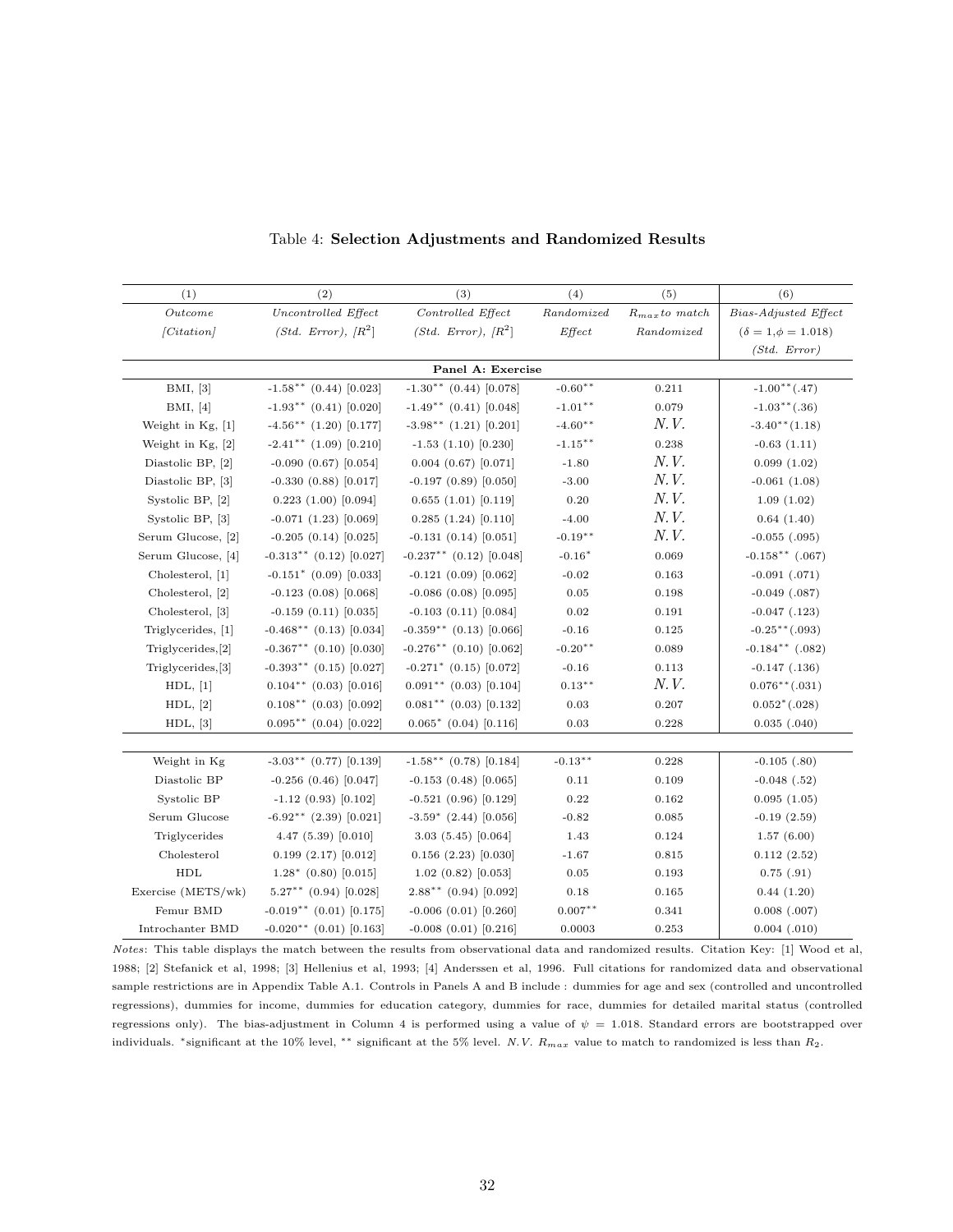Table 4: **Selection Adjustments and Randomized Results**

| (1) | (2) | (3) | (4) | (5) | (6) |
|---|---|---|---|---|---|
| *Outcome* | *Uncontrolled Effect* | *Controlled Effect* | *Randomized* | $R_{max}$ *to match* | *Bias-Adjusted Effect* |
| *[Citation]* | *(Std. Error), [$R^2$]* | *(Std. Error), [$R^2$]* | *Effect* | *Randomized* | *($\delta = 1, \phi = 1.018$)* |
| | | | | | *(Std. Error)* |
| | | **Panel A: Exercise** | | | |
| BMI, [3] | -1.58** (0.44) [0.023] | -1.30** (0.44) [0.078] | -0.60** | 0.211 | -1.00**(.47) |
| BMI, [4] | -1.93** (0.41) [0.020] | -1.49** (0.41) [0.048] | -1.01** | 0.079 | -1.03**(.36) |
| Weight in Kg, [1] | -4.56** (1.20) [0.177] | -3.98** (1.21) [0.201] | -4.60** | *N.V.* | -3.40**(1.18) |
| Weight in Kg, [2] | -2.41** (1.09) [0.210] | -1.53 (1.10) [0.230] | -1.15** | 0.238 | -0.63 (1.11) |
| Diastolic BP, [2] | -0.090 (0.67) [0.054] | 0.004 (0.67) [0.071] | -1.80 | *N.V.* | 0.099 (1.02) |
| Diastolic BP, [3] | -0.330 (0.88) [0.017] | -0.197 (0.89) [0.050] | -3.00 | *N.V.* | -0.061 (1.08) |
| Systolic BP, [2] | 0.223 (1.00) [0.094] | 0.655 (1.01) [0.119] | 0.20 | *N.V.* | 1.09 (1.02) |
| Systolic BP, [3] | -0.071 (1.23) [0.069] | 0.285 (1.24) [0.110] | -4.00 | *N.V.* | 0.64 (1.40) |
| Serum Glucose, [2] | -0.205 (0.14) [0.025] | -0.131 (0.14) [0.051] | -0.19** | *N.V.* | -0.055 (.095) |
| Serum Glucose, [4] | -0.313** (0.12) [0.027] | -0.237** (0.12) [0.048] | -0.16* | 0.069 | -0.158** (.067) |
| Cholesterol, [1] | -0.151* (0.09) [0.033] | -0.121 (0.09) [0.062] | -0.02 | 0.163 | -0.091 (.071) |
| Cholesterol, [2] | -0.123 (0.08) [0.068] | -0.086 (0.08) [0.095] | 0.05 | 0.198 | -0.049 (.087) |
| Cholesterol, [3] | -0.159 (0.11) [0.035] | -0.103 (0.11) [0.084] | 0.02 | 0.191 | -0.047 (.123) |
| Triglycerides, [1] | -0.468** (0.13) [0.034] | -0.359** (0.13) [0.066] | -0.16 | 0.125 | -0.25**(.093) |
| Triglycerides,[2] | -0.367** (0.10) [0.030] | -0.276** (0.10) [0.062] | -0.20** | 0.089 | -0.184** (.082) |
| Triglycerides,[3] | -0.393** (0.15) [0.027] | -0.271* (0.15) [0.072] | -0.16 | 0.113 | -0.147 (.136) |
| HDL, [1] | 0.104** (0.03) [0.016] | 0.091** (0.03) [0.104] | 0.13** | *N.V.* | 0.076**(.031) |
| HDL, [2] | 0.108** (0.03) [0.092] | 0.081** (0.03) [0.132] | 0.03 | 0.207 | 0.052*(.028) |
| HDL, [3] | 0.095** (0.04) [0.022] | 0.065* (0.04) [0.116] | 0.03 | 0.228 | 0.035 (.040) |
| | | | | | |
| Weight in Kg | -3.03** (0.77) [0.139] | -1.58** (0.78) [0.184] | -0.13** | 0.228 | -0.105 (.80) |
| Diastolic BP | -0.256 (0.46) [0.047] | -0.153 (0.48) [0.065] | 0.11 | 0.109 | -0.048 (.52) |
| Systolic BP | -1.12 (0.93) [0.102] | -0.521 (0.96) [0.129] | 0.22 | 0.162 | 0.095 (1.05) |
| Serum Glucose | -6.92** (2.39) [0.021] | -3.59* (2.44) [0.056] | -0.82 | 0.085 | -0.19 (2.59) |
| Triglycerides | 4.47 (5.39) [0.010] | 3.03 (5.45) [0.064] | 1.43 | 0.124 | 1.57 (6.00) |
| Cholesterol | 0.199 (2.17) [0.012] | 0.156 (2.23) [0.030] | -1.67 | 0.815 | 0.112 (2.52) |
| HDL | 1.28* (0.80) [0.015] | 1.02 (0.82) [0.053] | 0.05 | 0.193 | 0.75 (.91) |
| Exercise (METS/wk) | 5.27** (0.94) [0.028] | 2.88** (0.94) [0.092] | 0.18 | 0.165 | 0.44 (1.20) |
| Femur BMD | -0.019** (0.01) [0.175] | -0.006 (0.01) [0.260] | 0.007** | 0.341 | 0.008 (.007) |
| Introchanter BMD | -0.020** (0.01) [0.163] | -0.008 (0.01) [0.216] | 0.0003 | 0.253 | 0.004 (.010) |

*Notes*: This table displays the match between the results from observational data and randomized results. Citation Key: [1] Wood et al, 1988; [2] Stefanick et al, 1998; [3] Hellenius et al, 1993; [4] Anderssen et al, 1996. Full citations for randomized data and observational sample restrictions are in Appendix Table A.1. Controls in Panels A and B include : dummies for age and sex (controlled and uncontrolled regressions), dummies for income, dummies for education category, dummies for race, dummies for detailed marital status (controlled regressions only). The bias-adjustment in Column 4 is performed using a value of $\psi = 1.018$. Standard errors are bootstrapped over individuals. *significant at the 10% level, ** significant at the 5% level. *N.V.* $R_{max}$ value to match to randomized is less than $R_2$.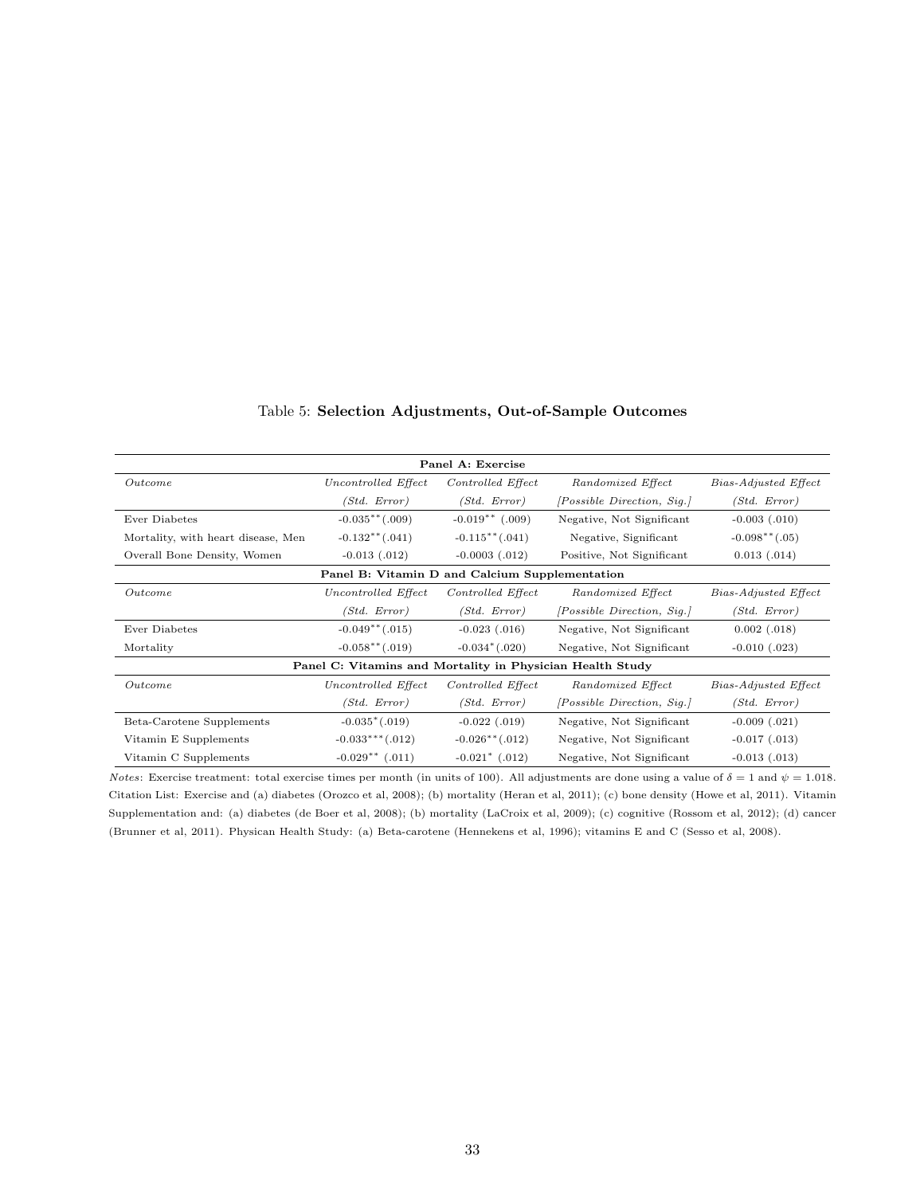Table 5: **Selection Adjustments, Out-of-Sample Outcomes**

| **Panel A: Exercise** | | | | |
|---|---|---|---|---|
| *Outcome* | *Uncontrolled Effect* | *Controlled Effect* | *Randomized Effect* | *Bias-Adjusted Effect* |
| | *(Std. Error)* | *(Std. Error)* | *[Possible Direction, Sig.]* | *(Std. Error)* |
| Ever Diabetes | $-0.035^{**}$(.009) | $-0.019^{**}$ (.009) | Negative, Not Significant | -0.003 (.010) |
| Mortality, with heart disease, Men | $-0.132^{**}$(.041) | $-0.115^{**}$(.041) | Negative, Significant | $-0.098^{**}$(.05) |
| Overall Bone Density, Women | -0.013 (.012) | -0.0003 (.012) | Positive, Not Significant | 0.013 (.014) |
| **Panel B: Vitamin D and Calcium Supplementation** | | | | |
| *Outcome* | *Uncontrolled Effect* | *Controlled Effect* | *Randomized Effect* | *Bias-Adjusted Effect* |
| | *(Std. Error)* | *(Std. Error)* | *[Possible Direction, Sig.]* | *(Std. Error)* |
| Ever Diabetes | $-0.049^{**}$(.015) | -0.023 (.016) | Negative, Not Significant | 0.002 (.018) |
| Mortality | $-0.058^{**}$(.019) | $-0.034^{*}$(.020) | Negative, Not Significant | -0.010 (.023) |
| **Panel C: Vitamins and Mortality in Physician Health Study** | | | | |
| *Outcome* | *Uncontrolled Effect* | *Controlled Effect* | *Randomized Effect* | *Bias-Adjusted Effect* |
| | *(Std. Error)* | *(Std. Error)* | *[Possible Direction, Sig.]* | *(Std. Error)* |
| Beta-Carotene Supplements | $-0.035^{*}$(.019) | -0.022 (.019) | Negative, Not Significant | -0.009 (.021) |
| Vitamin E Supplements | $-0.033^{***}$(.012) | $-0.026^{**}$(.012) | Negative, Not Significant | -0.017 (.013) |
| Vitamin C Supplements | $-0.029^{**}$ (.011) | $-0.021^{*}$ (.012) | Negative, Not Significant | -0.013 (.013) |

*Notes*: Exercise treatment: total exercise times per month (in units of 100). All adjustments are done using a value of $\delta = 1$ and $\psi = 1.018$. Citation List: Exercise and (a) diabetes (Orozco et al, 2008); (b) mortality (Heran et al, 2011); (c) bone density (Howe et al, 2011). Vitamin Supplementation and: (a) diabetes (de Boer et al, 2008); (b) mortality (LaCroix et al, 2009); (c) cognitive (Rossom et al, 2012); (d) cancer (Brunner et al, 2011). Physican Health Study: (a) Beta-carotene (Hennekens et al, 1996); vitamins E and C (Sesso et al, 2008).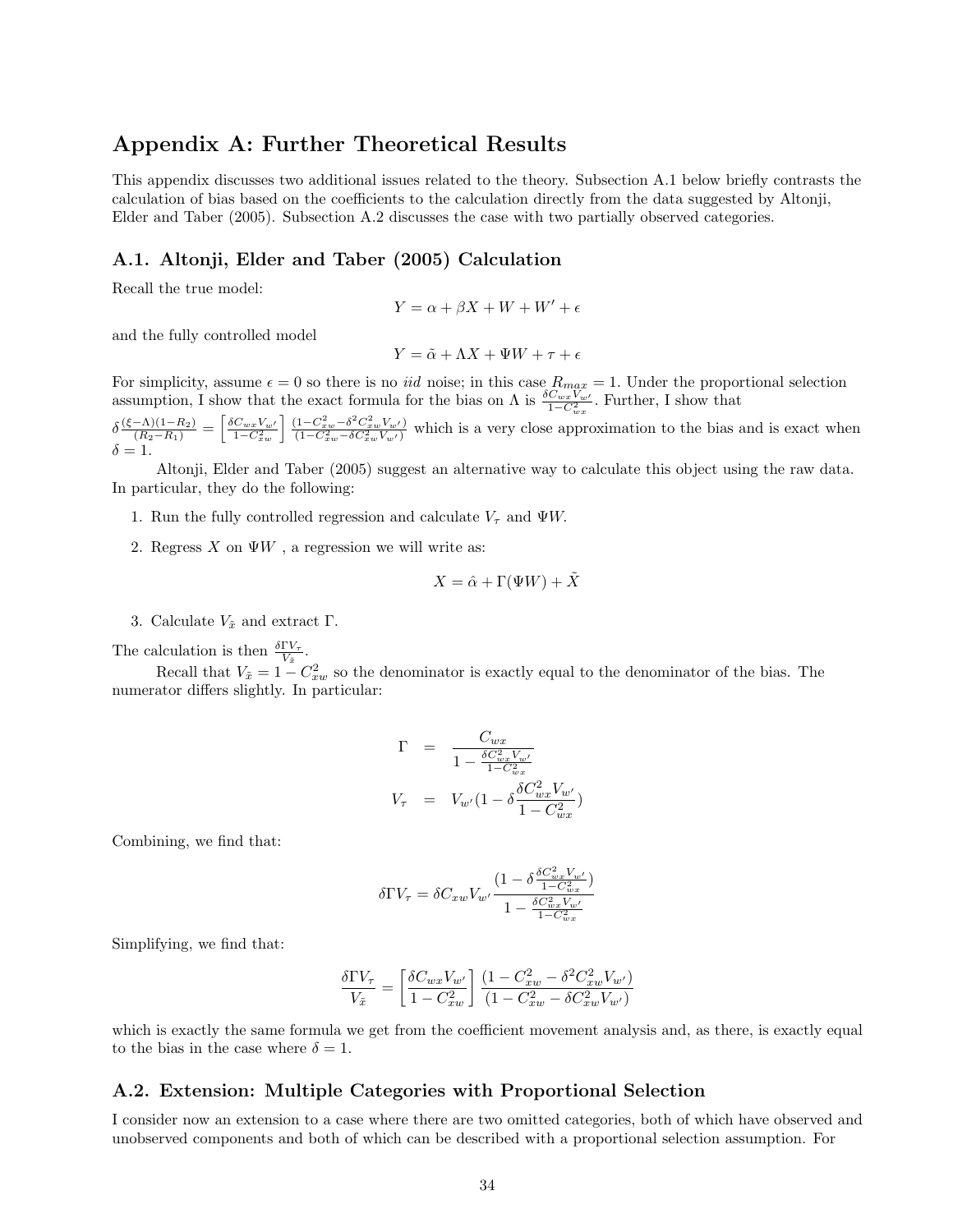## Appendix A: Further Theoretical Results

This appendix discusses two additional issues related to the theory. Subsection A.1 below briefly contrasts the calculation of bias based on the coefficients to the calculation directly from the data suggested by Altonji, Elder and Taber (2005). Subsection A.2 discusses the case with two partially observed categories.

### A.1. Altonji, Elder and Taber (2005) Calculation

Recall the true model:

$$Y = \alpha + \beta X + W + W' + \epsilon$$

and the fully controlled model

$$Y = \tilde{\alpha} + \Lambda X + \Psi W + \tau + \epsilon$$

For simplicity, assume $\epsilon = 0$ so there is no *iid* noise; in this case $R_{max} = 1$. Under the proportional selection assumption, I show that the exact formula for the bias on $\Lambda$ is $\frac{\delta C_{wx} V_{w'}}{1 - C_{wx}^2}$. Further, I show that $\delta \frac{(\xi - \Lambda)(1 - R_2)}{(R_2 - R_1)} = \left[ \frac{\delta C_{wx} V_{w'}}{1 - C_{xw}^2} \right] \frac{(1 - C_{xw}^2 - \delta^2 C_{xw}^2 V_{w'})}{(1 - C_{xw}^2 - \delta C_{xw}^2 V_{w'})}$ which is a very close approximation to the bias and is exact when $\delta = 1$.

Altonji, Elder and Taber (2005) suggest an alternative way to calculate this object using the raw data. In particular, they do the following:

1. Run the fully controlled regression and calculate $V_\tau$ and $\Psi W$.
2. Regress $X$ on $\Psi W$ , a regression we will write as:

$$X = \hat{\alpha} + \Gamma(\Psi W) + \tilde{X}$$

3. Calculate $V_{\tilde{x}}$ and extract $\Gamma$.

The calculation is then $\frac{\delta \Gamma V_\tau}{V_{\tilde{x}}}$.

Recall that $V_{\tilde{x}} = 1 - C_{xw}^2$ so the denominator is exactly equal to the denominator of the bias. The numerator differs slightly. In particular:

$$\Gamma = \frac{C_{wx}}{1 - \frac{\delta C_{wx}^2 V_{w'}}{1 - C_{wx}^2}}$$

$$V_\tau = V_{w'}\left(1 - \delta \frac{\delta C_{wx}^2 V_{w'}}{1 - C_{wx}^2}\right)$$

Combining, we find that:

$$\delta \Gamma V_\tau = \delta C_{xw} V_{w'} \frac{\left(1 - \delta \frac{\delta C_{wx}^2 V_{w'}}{1 - C_{wx}^2}\right)}{1 - \frac{\delta C_{wx}^2 V_{w'}}{1 - C_{wx}^2}}$$

Simplifying, we find that:

$$\frac{\delta \Gamma V_\tau}{V_{\tilde{x}}} = \left[ \frac{\delta C_{wx} V_{w'}}{1 - C_{xw}^2} \right] \frac{(1 - C_{xw}^2 - \delta^2 C_{xw}^2 V_{w'})}{(1 - C_{xw}^2 - \delta C_{xw}^2 V_{w'})}$$

which is exactly the same formula we get from the coefficient movement analysis and, as there, is exactly equal to the bias in the case where $\delta = 1$.

### A.2. Extension: Multiple Categories with Proportional Selection

I consider now an extension to a case where there are two omitted categories, both of which have observed and unobserved components and both of which can be described with a proportional selection assumption. For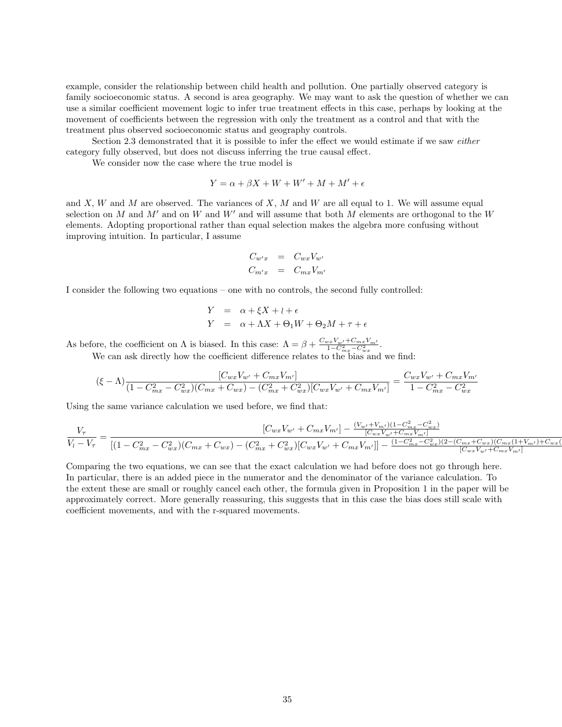example, consider the relationship between child health and pollution. One partially observed category is family socioeconomic status. A second is area geography. We may want to ask the question of whether we can use a similar coefficient movement logic to infer true treatment effects in this case, perhaps by looking at the movement of coefficients between the regression with only the treatment as a control and that with the treatment plus observed socioeconomic status and geography controls.

Section 2.3 demonstrated that it is possible to infer the effect we would estimate if we saw *either* category fully observed, but does not discuss inferring the true causal effect.

We consider now the case where the true model is

$$Y = \alpha + \beta X + W + W' + M + M' + \epsilon$$

and $X$, $W$ and $M$ are observed. The variances of $X$, $M$ and $W$ are all equal to 1. We will assume equal selection on $M$ and $M'$ and on $W$ and $W'$ and will assume that both $M$ elements are orthogonal to the $W$ elements. Adopting proportional rather than equal selection makes the algebra more confusing without improving intuition. In particular, I assume

$$\begin{aligned} C_{w'x} &= C_{wx}V_{w'} \\ C_{m'x} &= C_{mx}V_{m'} \end{aligned}$$

I consider the following two equations – one with no controls, the second fully controlled:

$$\begin{aligned} Y &= \alpha + \xi X + \wr + \epsilon \\ Y &= \alpha + \Lambda X + \Theta_1 W + \Theta_2 M + \tau + \epsilon \end{aligned}$$

As before, the coefficient on $\Lambda$ is biased. In this case: $\Lambda = \beta + \frac{C_{wx}V_{w'} + C_{mx}V_{m'}}{1 - C_{mx}^2 - C_{wx}^2}$.

We can ask directly how the coefficient difference relates to the bias and we find:

$$(\xi - \Lambda)\frac{[C_{wx}V_{w'} + C_{mx}V_{m'}]}{(1 - C_{mx}^2 - C_{wx}^2)(C_{mx} + C_{wx}) - (C_{mx}^2 + C_{wx}^2)[C_{wx}V_{w'} + C_{mx}V_{m'}]} = \frac{C_{wx}V_{w'} + C_{mx}V_{m'}}{1 - C_{mx}^2 - C_{wx}^2}$$

Using the same variance calculation we used before, we find that:

$$\frac{V_\tau}{V_\wr - V_\tau} = \frac{[C_{wx}V_{w'} + C_{mx}V_{m'}] - \frac{(V_{w'} + V_{m'})(1 - C_{mx}^2 - C_{wx}^2)}{[C_{wx}V_{w'} + C_{mx}V_{m'}]}}{[(1 - C_{mx}^2 - C_{wx}^2)(C_{mx} + C_{wx}) - (C_{mx}^2 + C_{wx}^2)[C_{wx}V_{w'} + C_{mx}V_{m'}]] - \frac{(1 - C_{mx}^2 - C_{wx}^2)(2 - (C_{mx} + C_{wx})(C_{mx}(1 + V_{m'}) + C_{wx}(}{[C_{wx}V_{w'} + C_{mx}V_{m'}]}}$$

Comparing the two equations, we can see that the exact calculation we had before does not go through here. In particular, there is an added piece in the numerator and the denominator of the variance calculation. To the extent these are small or roughly cancel each other, the formula given in Proposition 1 in the paper will be approximately correct. More generally reassuring, this suggests that in this case the bias does still scale with coefficient movements, and with the r-squared movements.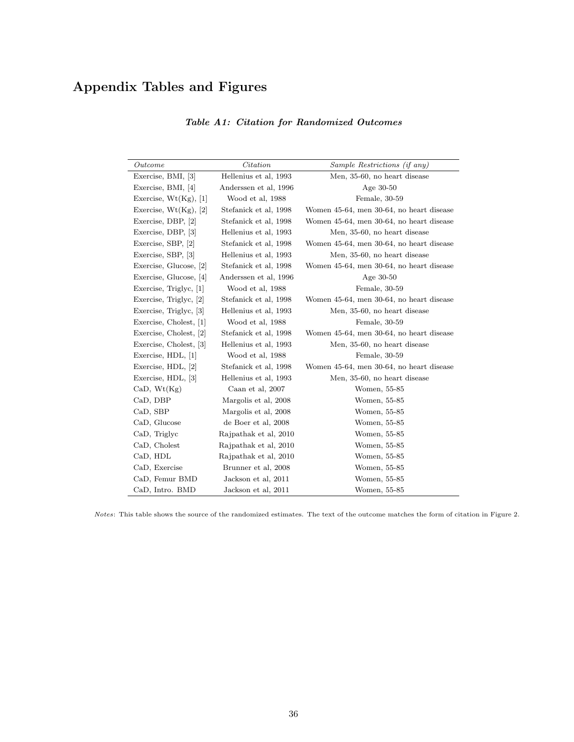# Appendix Tables and Figures

***Table A1: Citation for Randomized Outcomes***

| *Outcome* | *Citation* | *Sample Restrictions (if any)* |
|---|---|---|
| Exercise, BMI, [3] | Hellenius et al, 1993 | Men, 35-60, no heart disease |
| Exercise, BMI, [4] | Anderssen et al, 1996 | Age 30-50 |
| Exercise, Wt(Kg), [1] | Wood et al, 1988 | Female, 30-59 |
| Exercise, Wt(Kg), [2] | Stefanick et al, 1998 | Women 45-64, men 30-64, no heart disease |
| Exercise, DBP, [2] | Stefanick et al, 1998 | Women 45-64, men 30-64, no heart disease |
| Exercise, DBP, [3] | Hellenius et al, 1993 | Men, 35-60, no heart disease |
| Exercise, SBP, [2] | Stefanick et al, 1998 | Women 45-64, men 30-64, no heart disease |
| Exercise, SBP, [3] | Hellenius et al, 1993 | Men, 35-60, no heart disease |
| Exercise, Glucose, [2] | Stefanick et al, 1998 | Women 45-64, men 30-64, no heart disease |
| Exercise, Glucose, [4] | Anderssen et al, 1996 | Age 30-50 |
| Exercise, Triglyc, [1] | Wood et al, 1988 | Female, 30-59 |
| Exercise, Triglyc, [2] | Stefanick et al, 1998 | Women 45-64, men 30-64, no heart disease |
| Exercise, Triglyc, [3] | Hellenius et al, 1993 | Men, 35-60, no heart disease |
| Exercise, Cholest, [1] | Wood et al, 1988 | Female, 30-59 |
| Exercise, Cholest, [2] | Stefanick et al, 1998 | Women 45-64, men 30-64, no heart disease |
| Exercise, Cholest, [3] | Hellenius et al, 1993 | Men, 35-60, no heart disease |
| Exercise, HDL, [1] | Wood et al, 1988 | Female, 30-59 |
| Exercise, HDL, [2] | Stefanick et al, 1998 | Women 45-64, men 30-64, no heart disease |
| Exercise, HDL, [3] | Hellenius et al, 1993 | Men, 35-60, no heart disease |
| CaD, Wt(Kg) | Caan et al, 2007 | Women, 55-85 |
| CaD, DBP | Margolis et al, 2008 | Women, 55-85 |
| CaD, SBP | Margolis et al, 2008 | Women, 55-85 |
| CaD, Glucose | de Boer et al, 2008 | Women, 55-85 |
| CaD, Triglyc | Rajpathak et al, 2010 | Women, 55-85 |
| CaD, Cholest | Rajpathak et al, 2010 | Women, 55-85 |
| CaD, HDL | Rajpathak et al, 2010 | Women, 55-85 |
| CaD, Exercise | Brunner et al, 2008 | Women, 55-85 |
| CaD, Femur BMD | Jackson et al, 2011 | Women, 55-85 |
| CaD, Intro. BMD | Jackson et al, 2011 | Women, 55-85 |

*Notes*: This table shows the source of the randomized estimates. The text of the outcome matches the form of citation in Figure 2.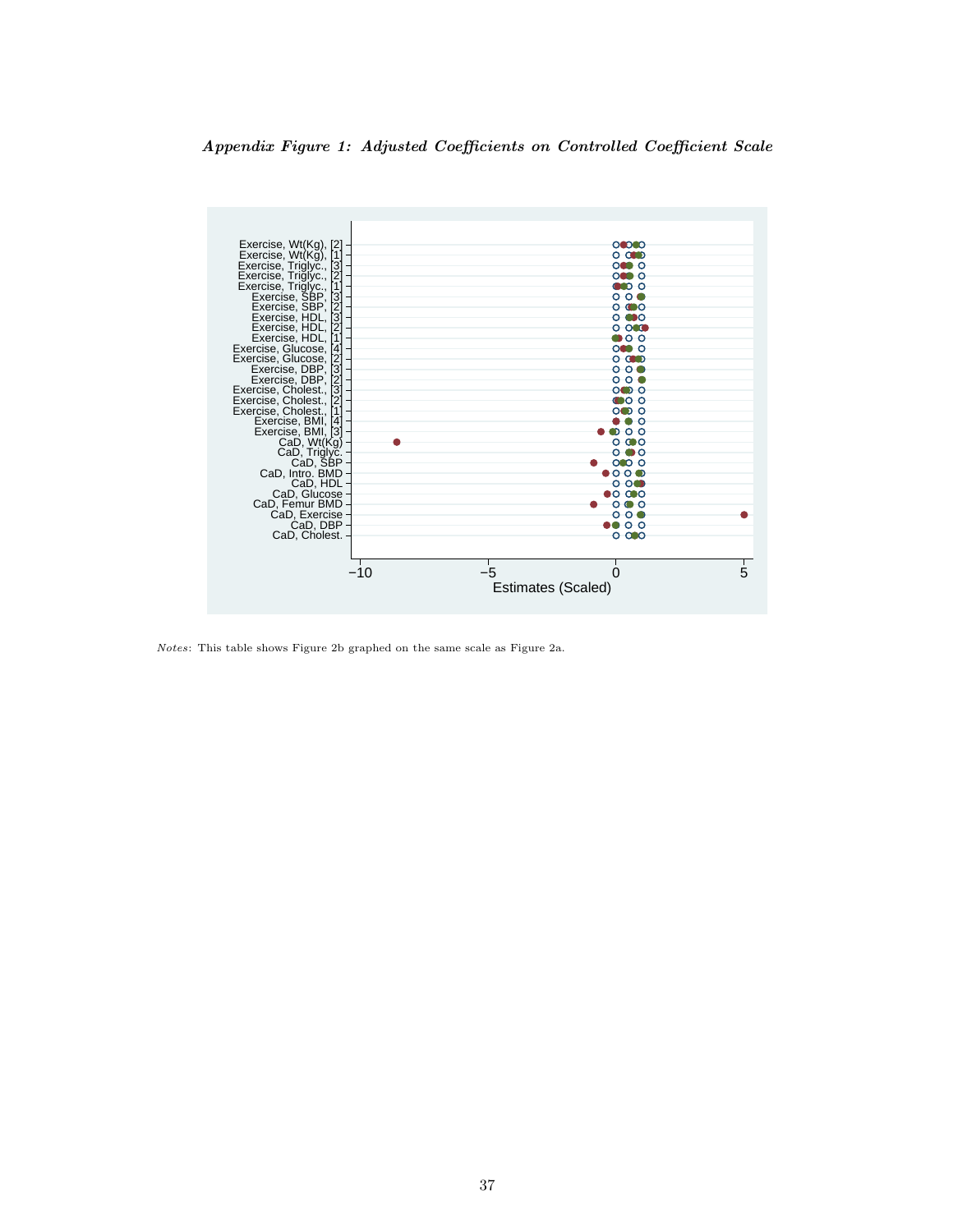*Appendix Figure 1: Adjusted Coefficients on Controlled Coefficient Scale*

Exercise, Wt(Kg), [2]
Exercise, Wt(Kg), [1]
Exercise, Triglyc., [3]
Exercise, Triglyc., [2]
Exercise, Triglyc., [1]
Exercise, SBP, [3]
Exercise, SBP, [2]
Exercise, HDL, [3]
Exercise, HDL, [2]
Exercise, HDL, [1]
Exercise, Glucose, [4]
Exercise, Glucose, [2]
Exercise, DBP, [3]
Exercise, DBP, [2]
Exercise, Cholest., [3]
Exercise, Cholest., [2]
Exercise, Cholest., [1]
Exercise, BMI, [4]
Exercise, BMI, [3]
CaD, Wt(Kg)
CaD, Triglyc.
CaD, SBP
CaD, Intro. BMD
CaD, HDL
CaD, Glucose
CaD, Femur BMD
CaD, Exercise
CaD, DBP
CaD, Cholest.

−10
−5
0
5

Estimates (Scaled)

*Notes*: This table shows Figure 2b graphed on the same scale as Figure 2a.